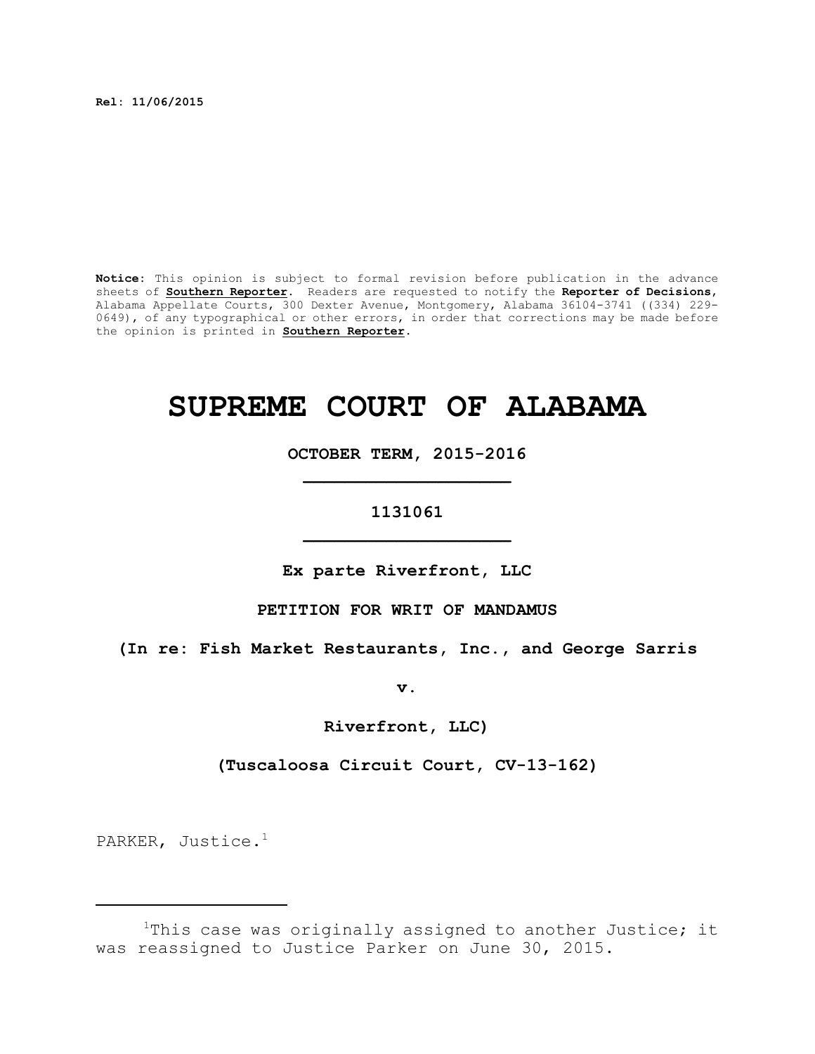**Rel: 11/06/2015**

**Notice:** This opinion is subject to formal revision before publication in the advance sheets of **Southern Reporter**. Readers are requested to notify the **Reporter of Decisions**, Alabama Appellate Courts, 300 Dexter Avenue, Montgomery, Alabama 36104-3741 ((334) 229-0649), of any typographical or other errors, in order that corrections may be made before the opinion is printed in **Southern Reporter**.

# SUPREME COURT OF ALABAMA

**OCTOBER TERM, 2015-2016**

---

**1131061**

---

**Ex parte Riverfront, LLC**

**PETITION FOR WRIT OF MANDAMUS**

**(In re: Fish Market Restaurants, Inc., and George Sarris**

**v.**

**Riverfront, LLC)**

**(Tuscaloosa Circuit Court, CV-13-162)**

PARKER, Justice.[1]

---

[1]This case was originally assigned to another Justice; it was reassigned to Justice Parker on June 30, 2015.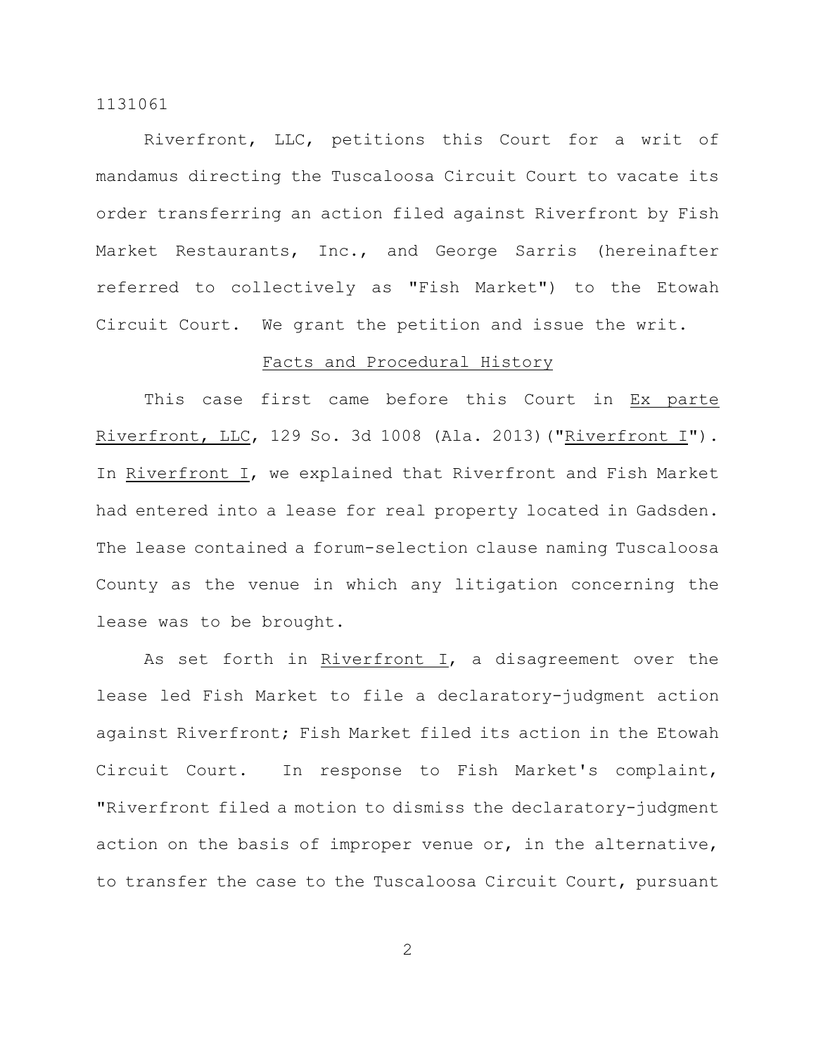Riverfront, LLC, petitions this Court for a writ of mandamus directing the Tuscaloosa Circuit Court to vacate its order transferring an action filed against Riverfront by Fish Market Restaurants, Inc., and George Sarris (hereinafter referred to collectively as "Fish Market") to the Etowah Circuit Court. We grant the petition and issue the writ.

## Facts and Procedural History

This case first came before this Court in Ex parte Riverfront, LLC, 129 So. 3d 1008 (Ala. 2013)("Riverfront I"). In Riverfront I, we explained that Riverfront and Fish Market had entered into a lease for real property located in Gadsden. The lease contained a forum-selection clause naming Tuscaloosa County as the venue in which any litigation concerning the lease was to be brought.

As set forth in Riverfront I, a disagreement over the lease led Fish Market to file a declaratory-judgment action against Riverfront; Fish Market filed its action in the Etowah Circuit Court. In response to Fish Market's complaint, "Riverfront filed a motion to dismiss the declaratory-judgment action on the basis of improper venue or, in the alternative, to transfer the case to the Tuscaloosa Circuit Court, pursuant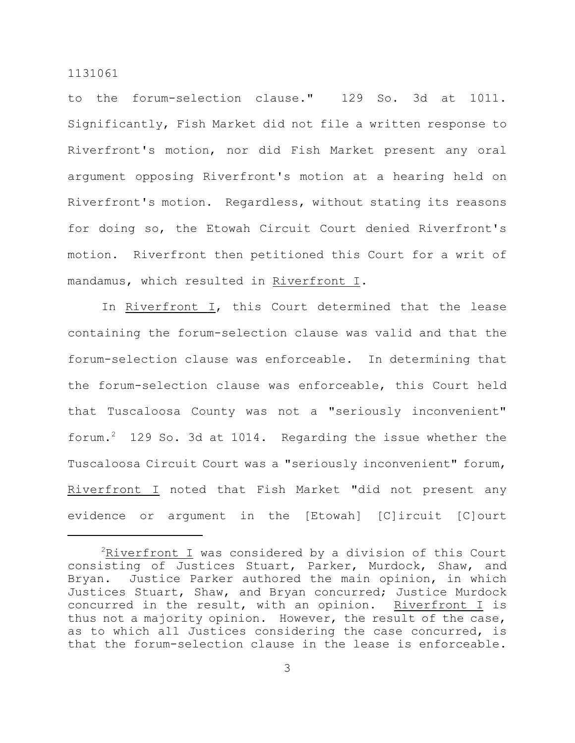to the forum-selection clause." 129 So. 3d at 1011. Significantly, Fish Market did not file a written response to Riverfront's motion, nor did Fish Market present any oral argument opposing Riverfront's motion at a hearing held on Riverfront's motion. Regardless, without stating its reasons for doing so, the Etowah Circuit Court denied Riverfront's motion. Riverfront then petitioned this Court for a writ of mandamus, which resulted in Riverfront I.

In Riverfront I, this Court determined that the lease containing the forum-selection clause was valid and that the forum-selection clause was enforceable. In determining that the forum-selection clause was enforceable, this Court held that Tuscaloosa County was not a "seriously inconvenient" forum.[2] 129 So. 3d at 1014. Regarding the issue whether the Tuscaloosa Circuit Court was a "seriously inconvenient" forum, Riverfront I noted that Fish Market "did not present any evidence or argument in the [Etowah] [C]ircuit [C]ourt

[2]Riverfront I was considered by a division of this Court consisting of Justices Stuart, Parker, Murdock, Shaw, and Bryan. Justice Parker authored the main opinion, in which Justices Stuart, Shaw, and Bryan concurred; Justice Murdock concurred in the result, with an opinion. Riverfront I is thus not a majority opinion. However, the result of the case, as to which all Justices considering the case concurred, is that the forum-selection clause in the lease is enforceable.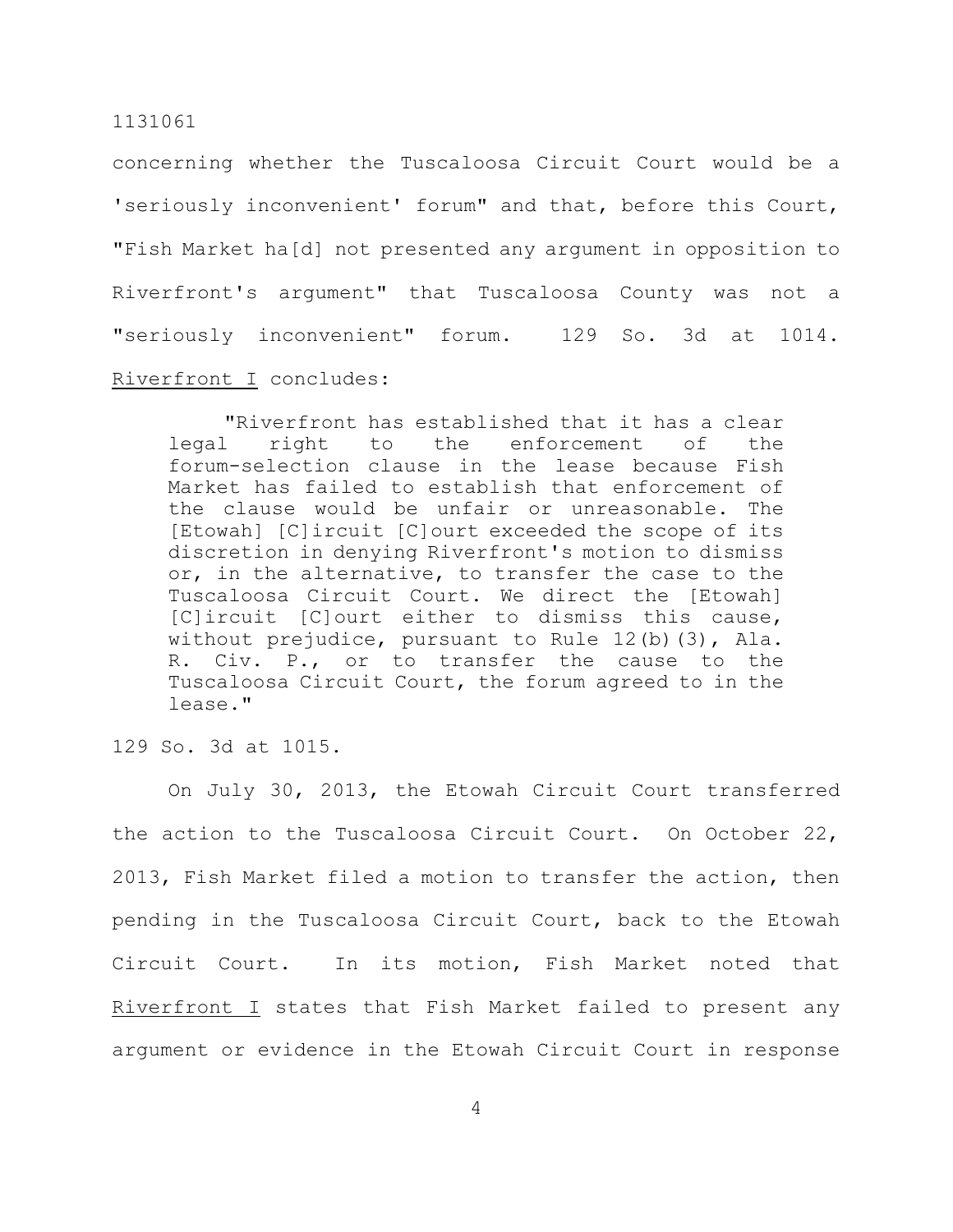concerning whether the Tuscaloosa Circuit Court would be a 'seriously inconvenient' forum" and that, before this Court, "Fish Market ha[d] not presented any argument in opposition to Riverfront's argument" that Tuscaloosa County was not a "seriously inconvenient" forum. 129 So. 3d at 1014. Riverfront I concludes:

> "Riverfront has established that it has a clear legal right to the enforcement of the forum-selection clause in the lease because Fish Market has failed to establish that enforcement of the clause would be unfair or unreasonable. The [Etowah] [C]ircuit [C]ourt exceeded the scope of its discretion in denying Riverfront's motion to dismiss or, in the alternative, to transfer the case to the Tuscaloosa Circuit Court. We direct the [Etowah] [C]ircuit [C]ourt either to dismiss this cause, without prejudice, pursuant to Rule 12(b)(3), Ala. R. Civ. P., or to transfer the cause to the Tuscaloosa Circuit Court, the forum agreed to in the lease."

129 So. 3d at 1015.

On July 30, 2013, the Etowah Circuit Court transferred the action to the Tuscaloosa Circuit Court. On October 22, 2013, Fish Market filed a motion to transfer the action, then pending in the Tuscaloosa Circuit Court, back to the Etowah Circuit Court. In its motion, Fish Market noted that Riverfront I states that Fish Market failed to present any argument or evidence in the Etowah Circuit Court in response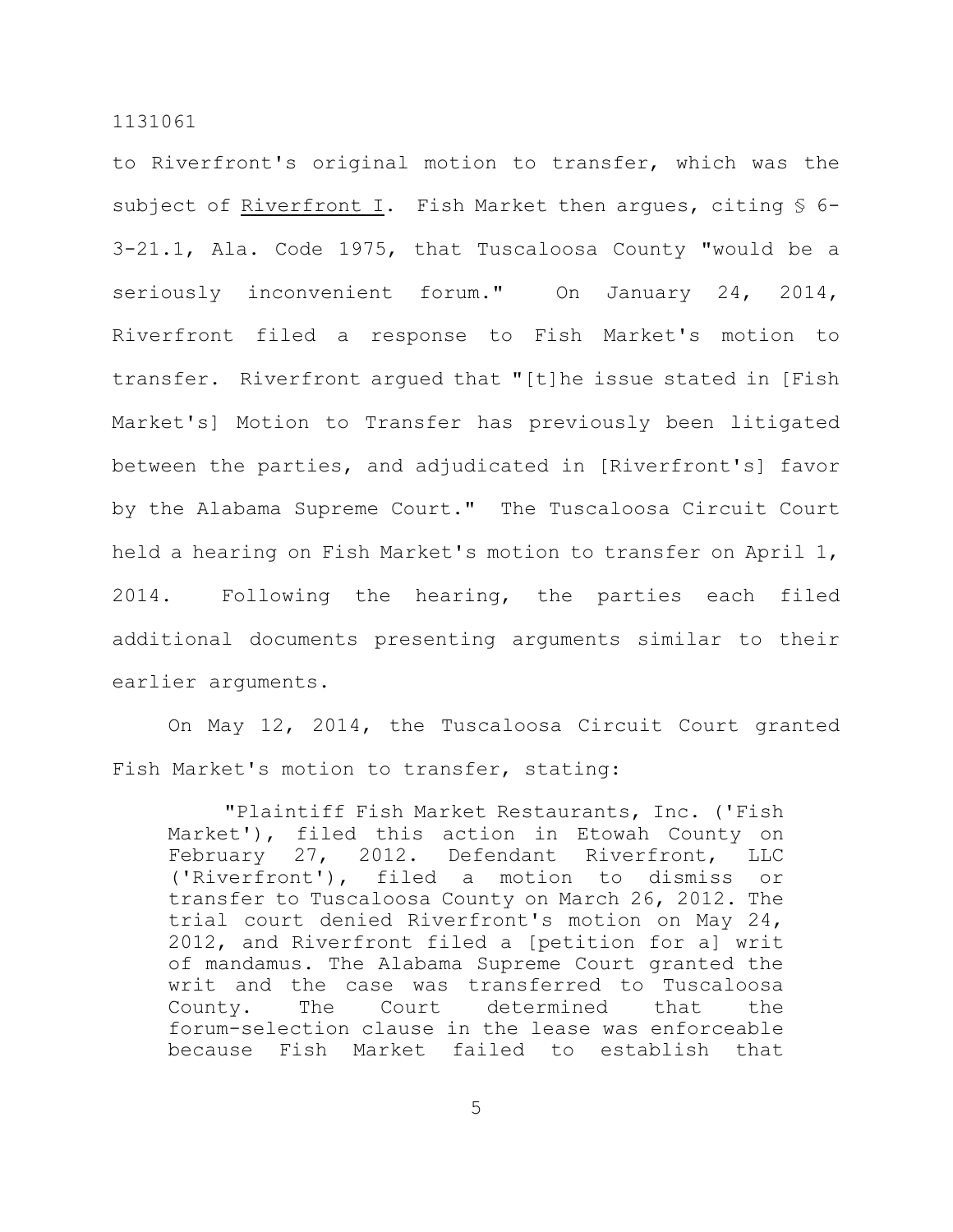to Riverfront's original motion to transfer, which was the subject of Riverfront I. Fish Market then argues, citing § 6-3-21.1, Ala. Code 1975, that Tuscaloosa County "would be a seriously inconvenient forum." On January 24, 2014, Riverfront filed a response to Fish Market's motion to transfer. Riverfront argued that "[t]he issue stated in [Fish Market's] Motion to Transfer has previously been litigated between the parties, and adjudicated in [Riverfront's] favor by the Alabama Supreme Court." The Tuscaloosa Circuit Court held a hearing on Fish Market's motion to transfer on April 1, 2014. Following the hearing, the parties each filed additional documents presenting arguments similar to their earlier arguments.

On May 12, 2014, the Tuscaloosa Circuit Court granted Fish Market's motion to transfer, stating:

> "Plaintiff Fish Market Restaurants, Inc. ('Fish Market'), filed this action in Etowah County on February 27, 2012. Defendant Riverfront, LLC ('Riverfront'), filed a motion to dismiss or transfer to Tuscaloosa County on March 26, 2012. The trial court denied Riverfront's motion on May 24, 2012, and Riverfront filed a [petition for a] writ of mandamus. The Alabama Supreme Court granted the writ and the case was transferred to Tuscaloosa County. The Court determined that the forum-selection clause in the lease was enforceable because Fish Market failed to establish that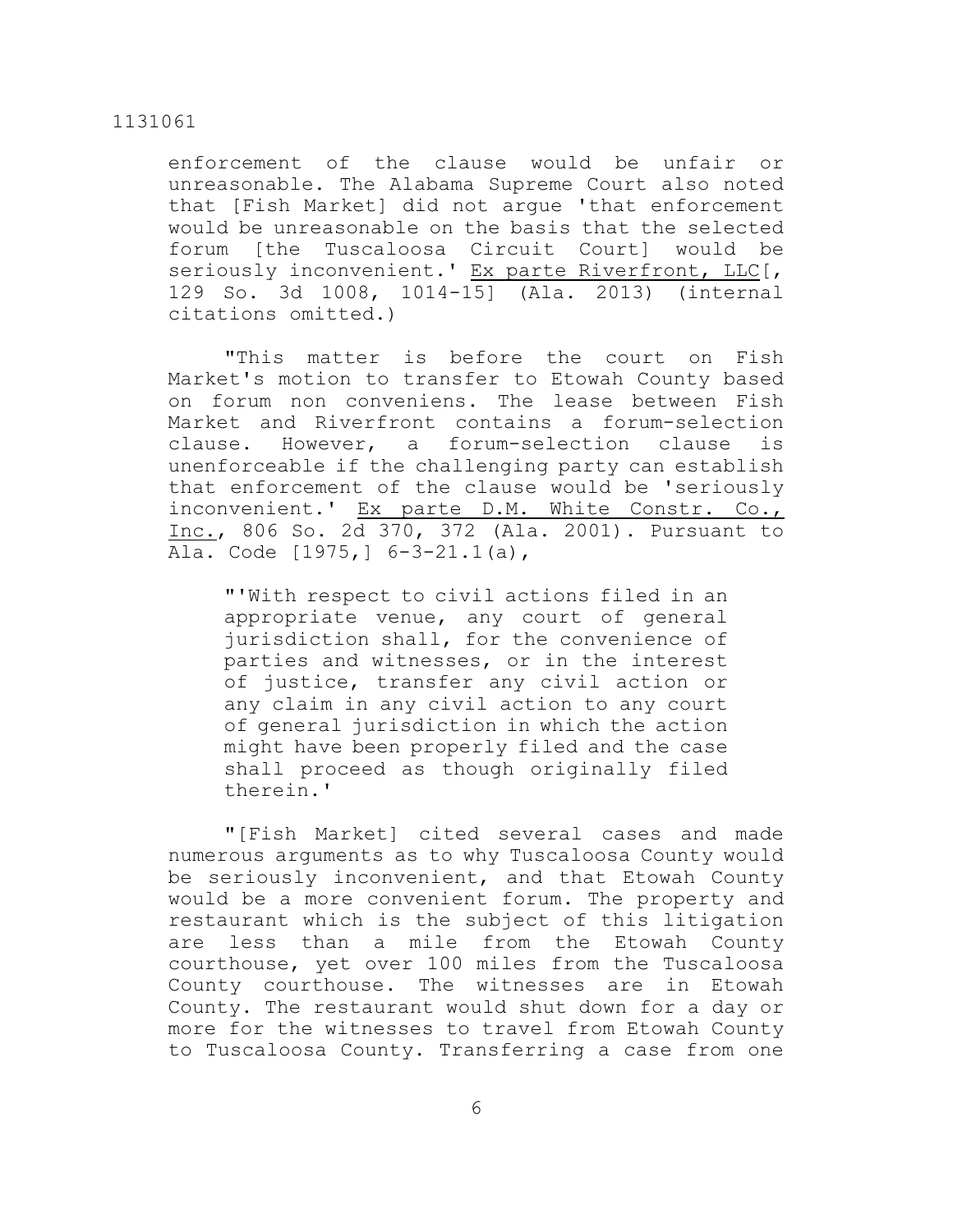enforcement of the clause would be unfair or unreasonable. The Alabama Supreme Court also noted that [Fish Market] did not argue 'that enforcement would be unreasonable on the basis that the selected forum [the Tuscaloosa Circuit Court] would be seriously inconvenient.' Ex parte Riverfront, LLC[, 129 So. 3d 1008, 1014-15] (Ala. 2013) (internal citations omitted.)

"This matter is before the court on Fish Market's motion to transfer to Etowah County based on forum non conveniens. The lease between Fish Market and Riverfront contains a forum-selection clause. However, a forum-selection clause is unenforceable if the challenging party can establish that enforcement of the clause would be 'seriously inconvenient.' Ex parte D.M. White Constr. Co., Inc., 806 So. 2d 370, 372 (Ala. 2001). Pursuant to Ala. Code [1975,] 6-3-21.1(a),

> "'With respect to civil actions filed in an appropriate venue, any court of general jurisdiction shall, for the convenience of parties and witnesses, or in the interest of justice, transfer any civil action or any claim in any civil action to any court of general jurisdiction in which the action might have been properly filed and the case shall proceed as though originally filed therein.'

"[Fish Market] cited several cases and made numerous arguments as to why Tuscaloosa County would be seriously inconvenient, and that Etowah County would be a more convenient forum. The property and restaurant which is the subject of this litigation are less than a mile from the Etowah County courthouse, yet over 100 miles from the Tuscaloosa County courthouse. The witnesses are in Etowah County. The restaurant would shut down for a day or more for the witnesses to travel from Etowah County to Tuscaloosa County. Transferring a case from one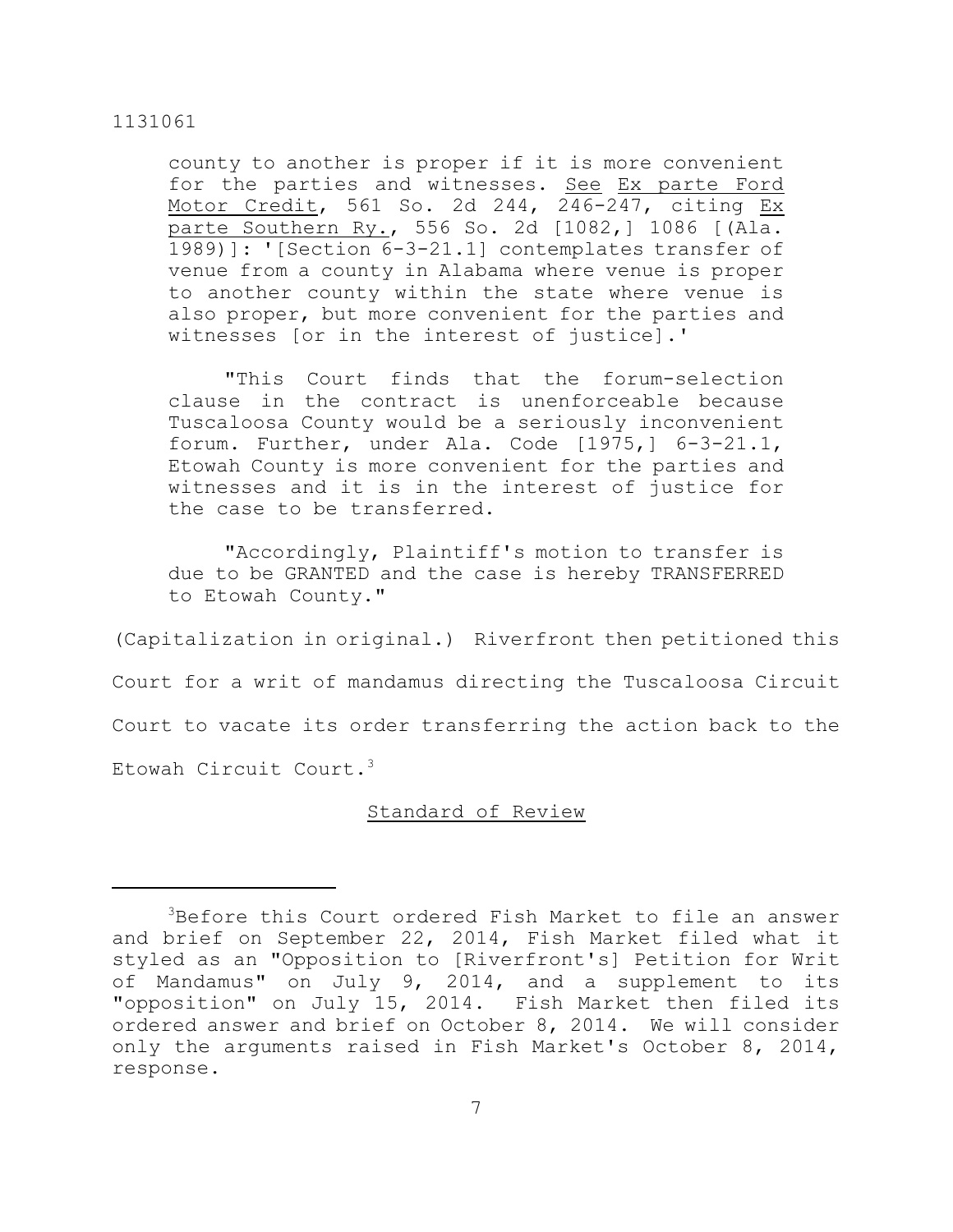county to another is proper if it is more convenient for the parties and witnesses. See Ex parte Ford Motor Credit, 561 So. 2d 244, 246-247, citing Ex parte Southern Ry., 556 So. 2d [1082,] 1086 [(Ala. 1989)]: '[Section 6-3-21.1] contemplates transfer of venue from a county in Alabama where venue is proper to another county within the state where venue is also proper, but more convenient for the parties and witnesses [or in the interest of justice].'

"This Court finds that the forum-selection clause in the contract is unenforceable because Tuscaloosa County would be a seriously inconvenient forum. Further, under Ala. Code [1975,] 6-3-21.1, Etowah County is more convenient for the parties and witnesses and it is in the interest of justice for the case to be transferred.

"Accordingly, Plaintiff's motion to transfer is due to be GRANTED and the case is hereby TRANSFERRED to Etowah County."

(Capitalization in original.) Riverfront then petitioned this Court for a writ of mandamus directing the Tuscaloosa Circuit Court to vacate its order transferring the action back to the Etowah Circuit Court.[3]

## Standard of Review

[3]Before this Court ordered Fish Market to file an answer and brief on September 22, 2014, Fish Market filed what it styled as an "Opposition to [Riverfront's] Petition for Writ of Mandamus" on July 9, 2014, and a supplement to its "opposition" on July 15, 2014. Fish Market then filed its ordered answer and brief on October 8, 2014. We will consider only the arguments raised in Fish Market's October 8, 2014, response.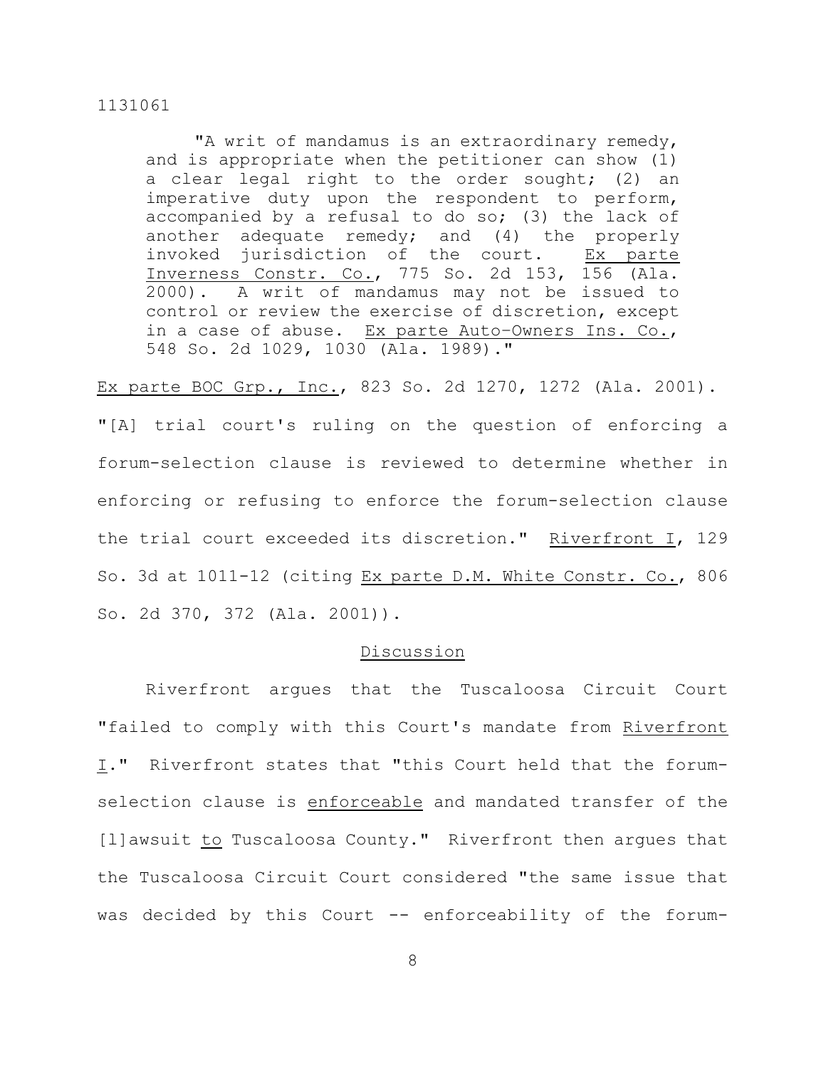> "A writ of mandamus is an extraordinary remedy, and is appropriate when the petitioner can show (1) a clear legal right to the order sought; (2) an imperative duty upon the respondent to perform, accompanied by a refusal to do so; (3) the lack of another adequate remedy; and (4) the properly invoked jurisdiction of the court. Ex parte Inverness Constr. Co., 775 So. 2d 153, 156 (Ala. 2000). A writ of mandamus may not be issued to control or review the exercise of discretion, except in a case of abuse. Ex parte Auto–Owners Ins. Co., 548 So. 2d 1029, 1030 (Ala. 1989)."

Ex parte BOC Grp., Inc., 823 So. 2d 1270, 1272 (Ala. 2001). "[A] trial court's ruling on the question of enforcing a forum-selection clause is reviewed to determine whether in enforcing or refusing to enforce the forum-selection clause the trial court exceeded its discretion." Riverfront I, 129 So. 3d at 1011-12 (citing Ex parte D.M. White Constr. Co., 806 So. 2d 370, 372 (Ala. 2001)).

## Discussion

Riverfront argues that the Tuscaloosa Circuit Court "failed to comply with this Court's mandate from Riverfront I." Riverfront states that "this Court held that the forum-selection clause is enforceable and mandated transfer of the [l]awsuit to Tuscaloosa County." Riverfront then argues that the Tuscaloosa Circuit Court considered "the same issue that was decided by this Court -- enforceability of the forum-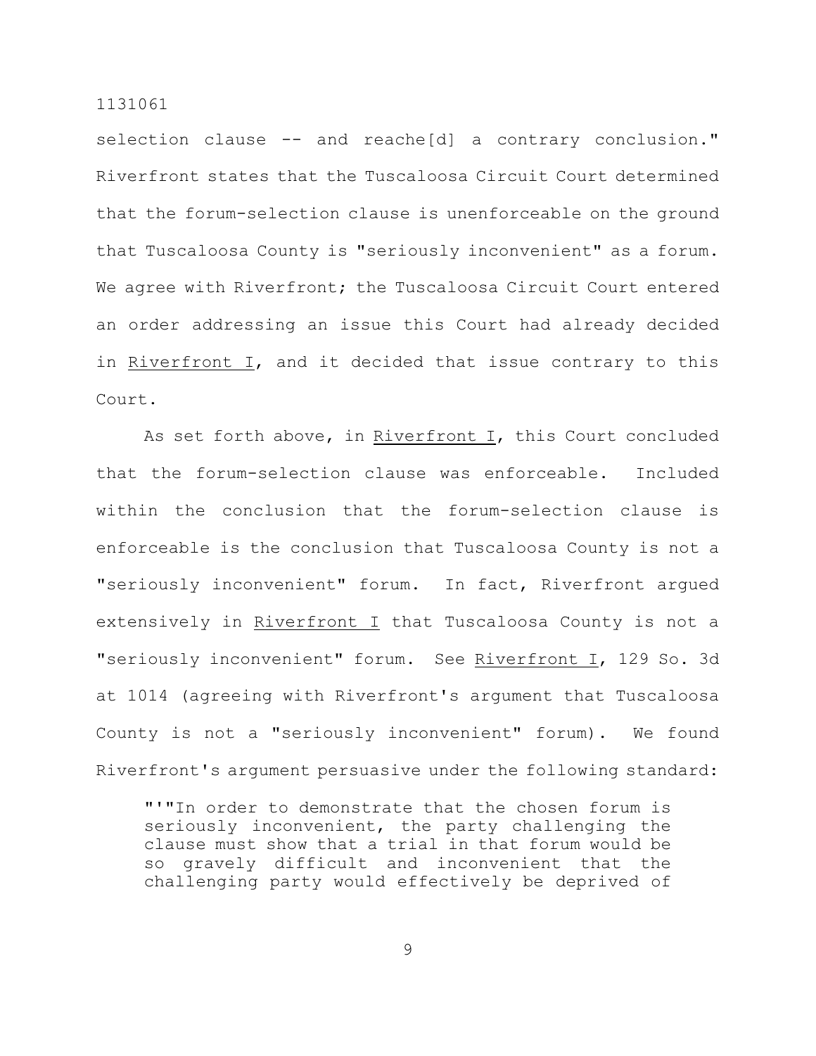selection clause -- and reache[d] a contrary conclusion." Riverfront states that the Tuscaloosa Circuit Court determined that the forum-selection clause is unenforceable on the ground that Tuscaloosa County is "seriously inconvenient" as a forum. We agree with Riverfront; the Tuscaloosa Circuit Court entered an order addressing an issue this Court had already decided in Riverfront I, and it decided that issue contrary to this Court.

As set forth above, in Riverfront I, this Court concluded that the forum-selection clause was enforceable. Included within the conclusion that the forum-selection clause is enforceable is the conclusion that Tuscaloosa County is not a "seriously inconvenient" forum. In fact, Riverfront argued extensively in Riverfront I that Tuscaloosa County is not a "seriously inconvenient" forum. See Riverfront I, 129 So. 3d at 1014 (agreeing with Riverfront's argument that Tuscaloosa County is not a "seriously inconvenient" forum). We found Riverfront's argument persuasive under the following standard:

> "'"In order to demonstrate that the chosen forum is seriously inconvenient, the party challenging the clause must show that a trial in that forum would be so gravely difficult and inconvenient that the challenging party would effectively be deprived of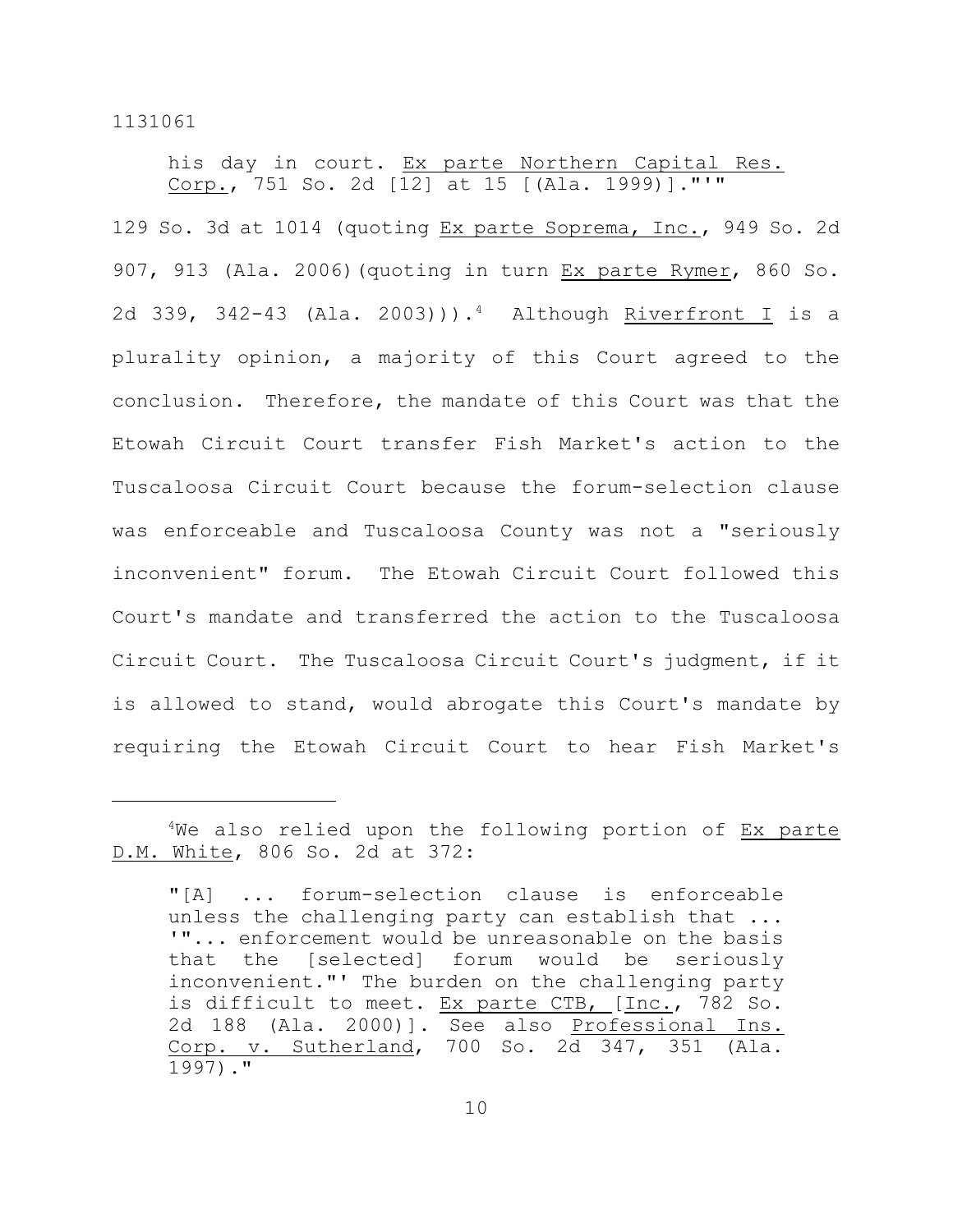> his day in court. Ex parte Northern Capital Res. Corp., 751 So. 2d [12] at 15 [(Ala. 1999)].“'"

129 So. 3d at 1014 (quoting Ex parte Soprema, Inc., 949 So. 2d 907, 913 (Ala. 2006)(quoting in turn Ex parte Rymer, 860 So. 2d 339, 342-43 (Ala. 2003))).[4] Although Riverfront I is a plurality opinion, a majority of this Court agreed to the conclusion. Therefore, the mandate of this Court was that the Etowah Circuit Court transfer Fish Market's action to the Tuscaloosa Circuit Court because the forum-selection clause was enforceable and Tuscaloosa County was not a "seriously inconvenient" forum. The Etowah Circuit Court followed this Court's mandate and transferred the action to the Tuscaloosa Circuit Court. The Tuscaloosa Circuit Court's judgment, if it is allowed to stand, would abrogate this Court's mandate by requiring the Etowah Circuit Court to hear Fish Market's

---

[4]We also relied upon the following portion of Ex parte D.M. White, 806 So. 2d at 372:

> "[A] ... forum-selection clause is enforceable unless the challenging party can establish that ... '"... enforcement would be unreasonable on the basis that the [selected] forum would be seriously inconvenient."' The burden on the challenging party is difficult to meet. Ex parte CTB, [Inc., 782 So. 2d 188 (Ala. 2000)]. See also Professional Ins. Corp. v. Sutherland, 700 So. 2d 347, 351 (Ala. 1997)."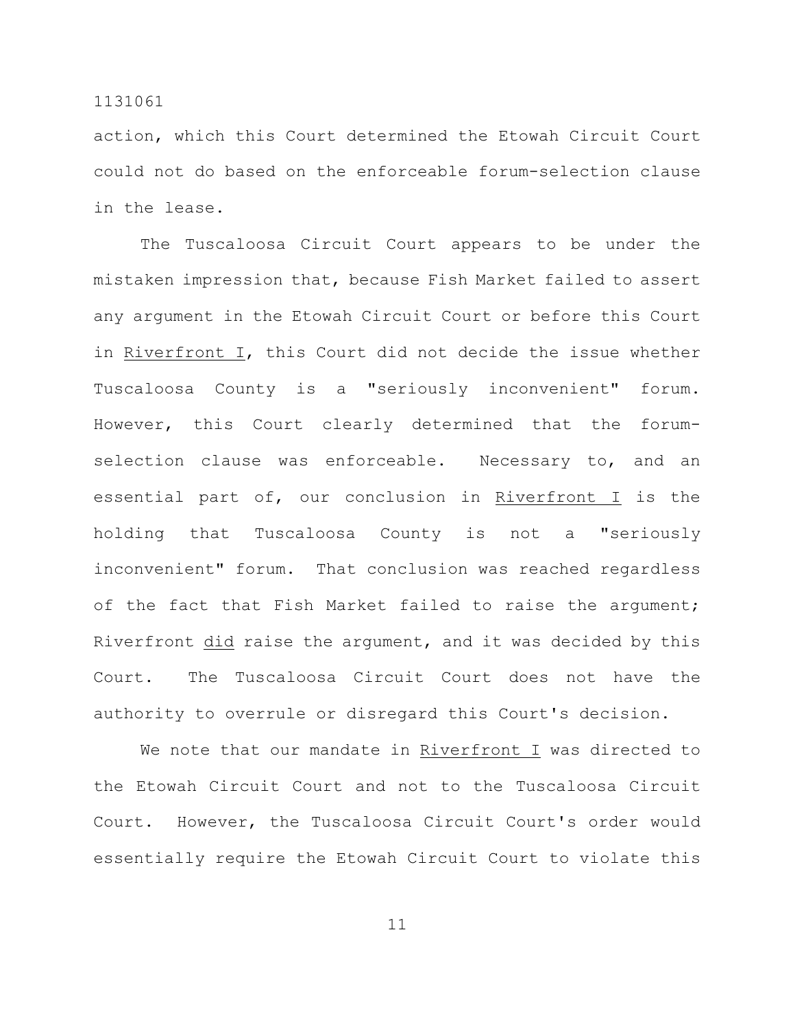action, which this Court determined the Etowah Circuit Court could not do based on the enforceable forum-selection clause in the lease.

The Tuscaloosa Circuit Court appears to be under the mistaken impression that, because Fish Market failed to assert any argument in the Etowah Circuit Court or before this Court in Riverfront I, this Court did not decide the issue whether Tuscaloosa County is a "seriously inconvenient" forum. However, this Court clearly determined that the forum-selection clause was enforceable. Necessary to, and an essential part of, our conclusion in Riverfront I is the holding that Tuscaloosa County is not a "seriously inconvenient" forum. That conclusion was reached regardless of the fact that Fish Market failed to raise the argument; Riverfront did raise the argument, and it was decided by this Court. The Tuscaloosa Circuit Court does not have the authority to overrule or disregard this Court's decision.

We note that our mandate in Riverfront I was directed to the Etowah Circuit Court and not to the Tuscaloosa Circuit Court. However, the Tuscaloosa Circuit Court's order would essentially require the Etowah Circuit Court to violate this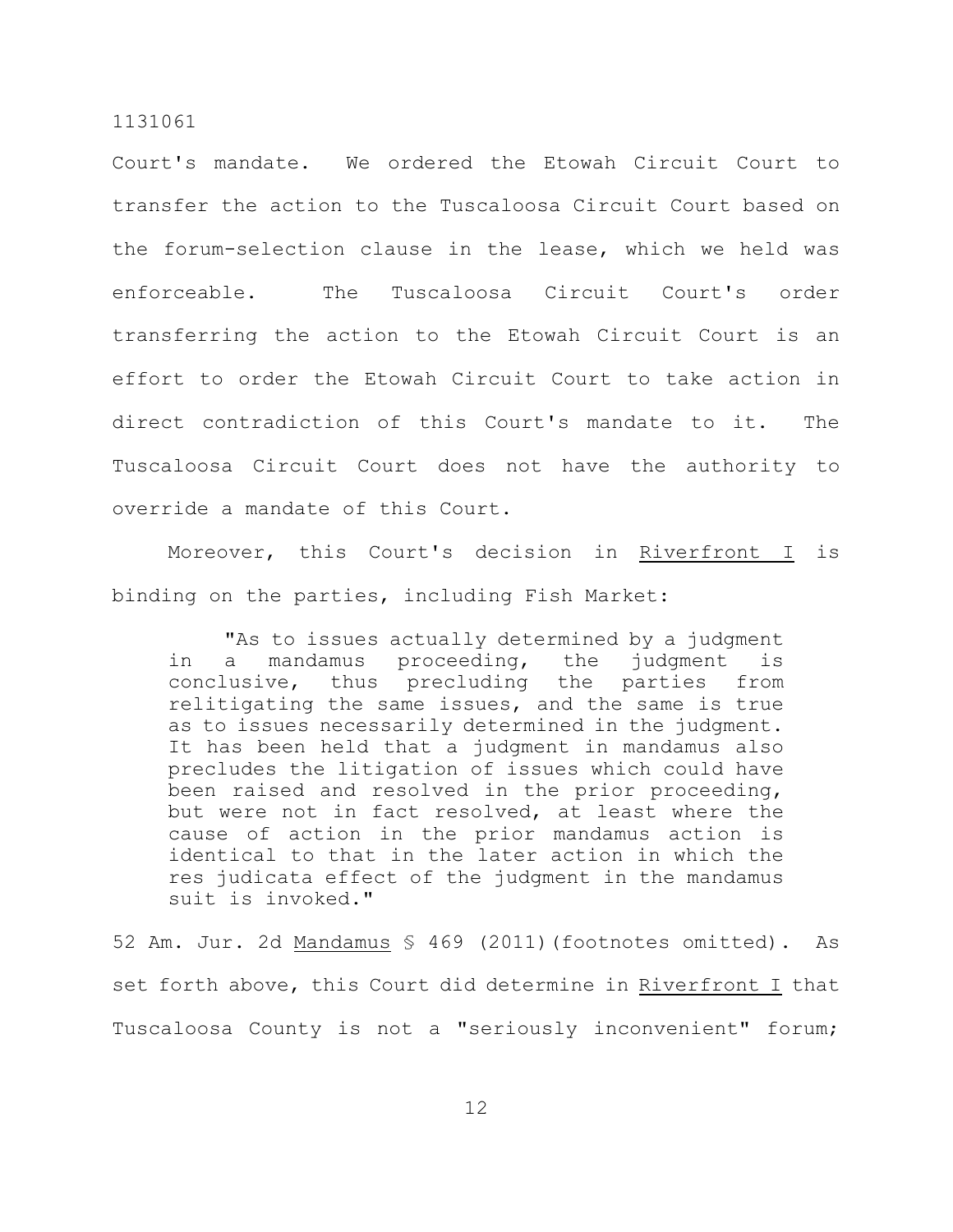Court's mandate. We ordered the Etowah Circuit Court to transfer the action to the Tuscaloosa Circuit Court based on the forum-selection clause in the lease, which we held was enforceable. The Tuscaloosa Circuit Court's order transferring the action to the Etowah Circuit Court is an effort to order the Etowah Circuit Court to take action in direct contradiction of this Court's mandate to it. The Tuscaloosa Circuit Court does not have the authority to override a mandate of this Court.

Moreover, this Court's decision in Riverfront I is binding on the parties, including Fish Market:

> "As to issues actually determined by a judgment in a mandamus proceeding, the judgment is conclusive, thus precluding the parties from relitigating the same issues, and the same is true as to issues necessarily determined in the judgment. It has been held that a judgment in mandamus also precludes the litigation of issues which could have been raised and resolved in the prior proceeding, but were not in fact resolved, at least where the cause of action in the prior mandamus action is identical to that in the later action in which the res judicata effect of the judgment in the mandamus suit is invoked."

52 Am. Jur. 2d Mandamus § 469 (2011)(footnotes omitted). As set forth above, this Court did determine in Riverfront I that Tuscaloosa County is not a "seriously inconvenient" forum;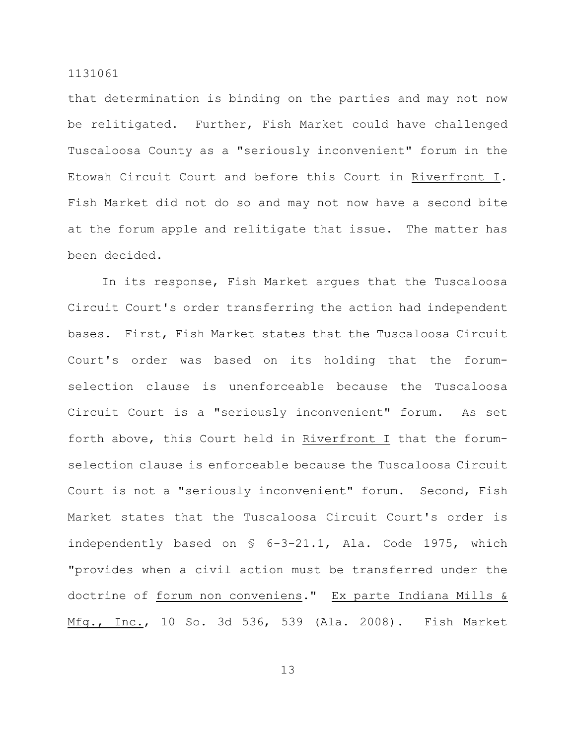that determination is binding on the parties and may not now be relitigated. Further, Fish Market could have challenged Tuscaloosa County as a "seriously inconvenient" forum in the Etowah Circuit Court and before this Court in Riverfront I. Fish Market did not do so and may not now have a second bite at the forum apple and relitigate that issue. The matter has been decided.

In its response, Fish Market argues that the Tuscaloosa Circuit Court's order transferring the action had independent bases. First, Fish Market states that the Tuscaloosa Circuit Court's order was based on its holding that the forum-selection clause is unenforceable because the Tuscaloosa Circuit Court is a "seriously inconvenient" forum. As set forth above, this Court held in Riverfront I that the forum-selection clause is enforceable because the Tuscaloosa Circuit Court is not a "seriously inconvenient" forum. Second, Fish Market states that the Tuscaloosa Circuit Court's order is independently based on § 6-3-21.1, Ala. Code 1975, which "provides when a civil action must be transferred under the doctrine of forum non conveniens." Ex parte Indiana Mills & Mfg., Inc., 10 So. 3d 536, 539 (Ala. 2008). Fish Market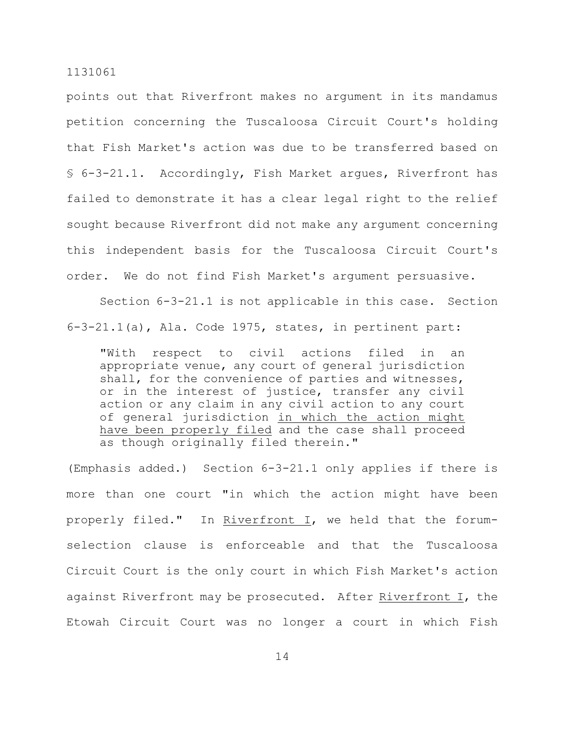points out that Riverfront makes no argument in its mandamus petition concerning the Tuscaloosa Circuit Court's holding that Fish Market's action was due to be transferred based on § 6-3-21.1. Accordingly, Fish Market argues, Riverfront has failed to demonstrate it has a clear legal right to the relief sought because Riverfront did not make any argument concerning this independent basis for the Tuscaloosa Circuit Court's order. We do not find Fish Market's argument persuasive.

Section 6-3-21.1 is not applicable in this case. Section 6-3-21.1(a), Ala. Code 1975, states, in pertinent part:

> "With respect to civil actions filed in an appropriate venue, any court of general jurisdiction shall, for the convenience of parties and witnesses, or in the interest of justice, transfer any civil action or any claim in any civil action to any court of general jurisdiction <u>in which the action might have been properly filed</u> and the case shall proceed as though originally filed therein."

(Emphasis added.) Section 6-3-21.1 only applies if there is more than one court "in which the action might have been properly filed." In <u>Riverfront I</u>, we held that the forum-selection clause is enforceable and that the Tuscaloosa Circuit Court is the only court in which Fish Market's action against Riverfront may be prosecuted. After <u>Riverfront I</u>, the Etowah Circuit Court was no longer a court in which Fish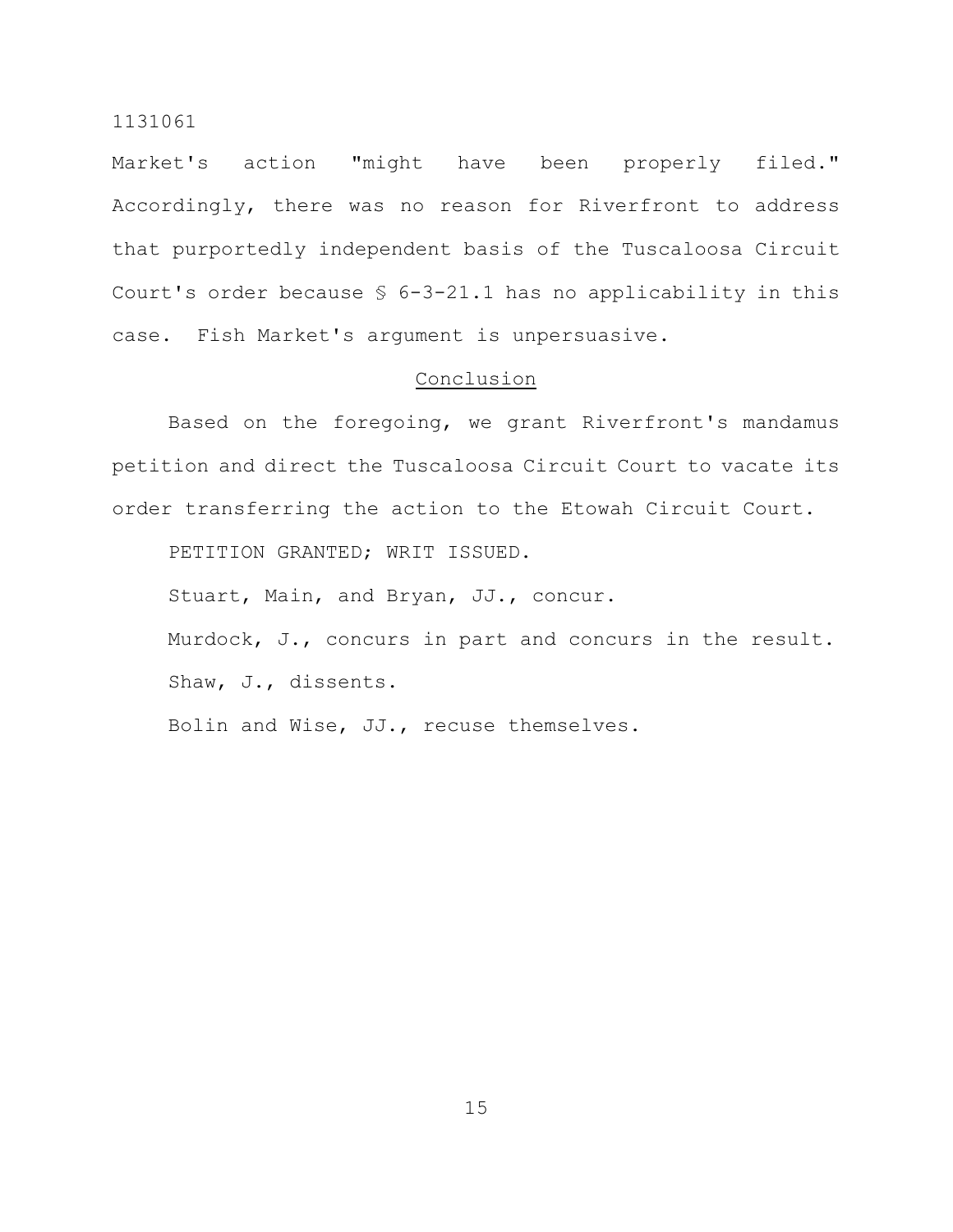Market's action "might have been properly filed." Accordingly, there was no reason for Riverfront to address that purportedly independent basis of the Tuscaloosa Circuit Court's order because § 6-3-21.1 has no applicability in this case. Fish Market's argument is unpersuasive.

## Conclusion

Based on the foregoing, we grant Riverfront's mandamus petition and direct the Tuscaloosa Circuit Court to vacate its order transferring the action to the Etowah Circuit Court.

PETITION GRANTED; WRIT ISSUED.

Stuart, Main, and Bryan, JJ., concur.

Murdock, J., concurs in part and concurs in the result.

Shaw, J., dissents.

Bolin and Wise, JJ., recuse themselves.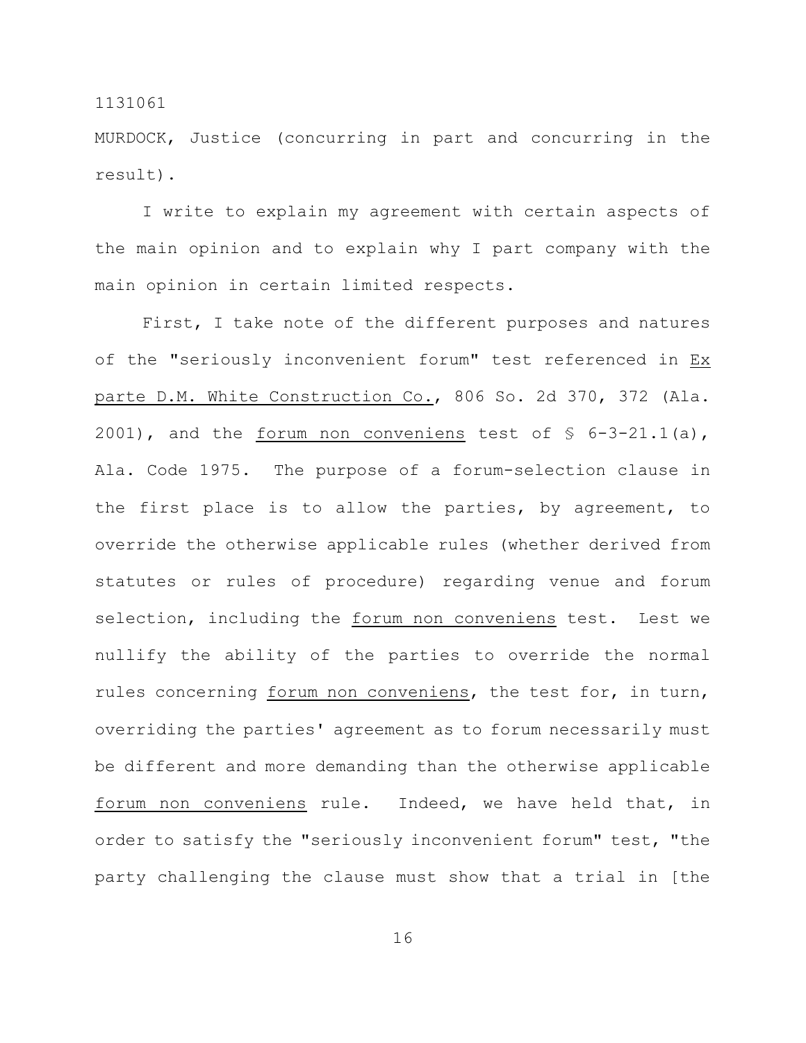MURDOCK, Justice (concurring in part and concurring in the result).

I write to explain my agreement with certain aspects of the main opinion and to explain why I part company with the main opinion in certain limited respects.

First, I take note of the different purposes and natures of the "seriously inconvenient forum" test referenced in Ex parte D.M. White Construction Co., 806 So. 2d 370, 372 (Ala. 2001), and the *forum non conveniens* test of § 6-3-21.1(a), Ala. Code 1975. The purpose of a forum-selection clause in the first place is to allow the parties, by agreement, to override the otherwise applicable rules (whether derived from statutes or rules of procedure) regarding venue and forum selection, including the *forum non conveniens* test. Lest we nullify the ability of the parties to override the normal rules concerning *forum non conveniens*, the test for, in turn, overriding the parties' agreement as to forum necessarily must be different and more demanding than the otherwise applicable *forum non conveniens* rule. Indeed, we have held that, in order to satisfy the "seriously inconvenient forum" test, "the party challenging the clause must show that a trial in [the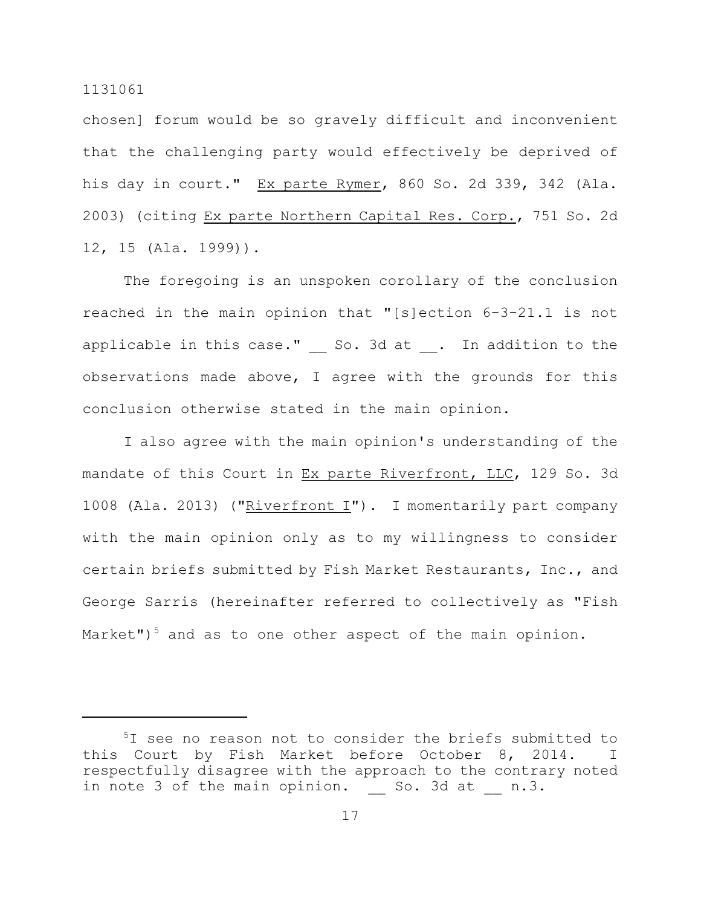chosen] forum would be so gravely difficult and inconvenient that the challenging party would effectively be deprived of his day in court." Ex parte Rymer, 860 So. 2d 339, 342 (Ala. 2003) (citing Ex parte Northern Capital Res. Corp., 751 So. 2d 12, 15 (Ala. 1999)).

The foregoing is an unspoken corollary of the conclusion reached in the main opinion that "[s]ection 6-3-21.1 is not applicable in this case." __ So. 3d at __. In addition to the observations made above, I agree with the grounds for this conclusion otherwise stated in the main opinion.

I also agree with the main opinion's understanding of the mandate of this Court in Ex parte Riverfront, LLC, 129 So. 3d 1008 (Ala. 2013) ("Riverfront I"). I momentarily part company with the main opinion only as to my willingness to consider certain briefs submitted by Fish Market Restaurants, Inc., and George Sarris (hereinafter referred to collectively as "Fish Market")[5] and as to one other aspect of the main opinion.

---

[5]I see no reason not to consider the briefs submitted to this Court by Fish Market before October 8, 2014. I respectfully disagree with the approach to the contrary noted in note 3 of the main opinion. __ So. 3d at __ n.3.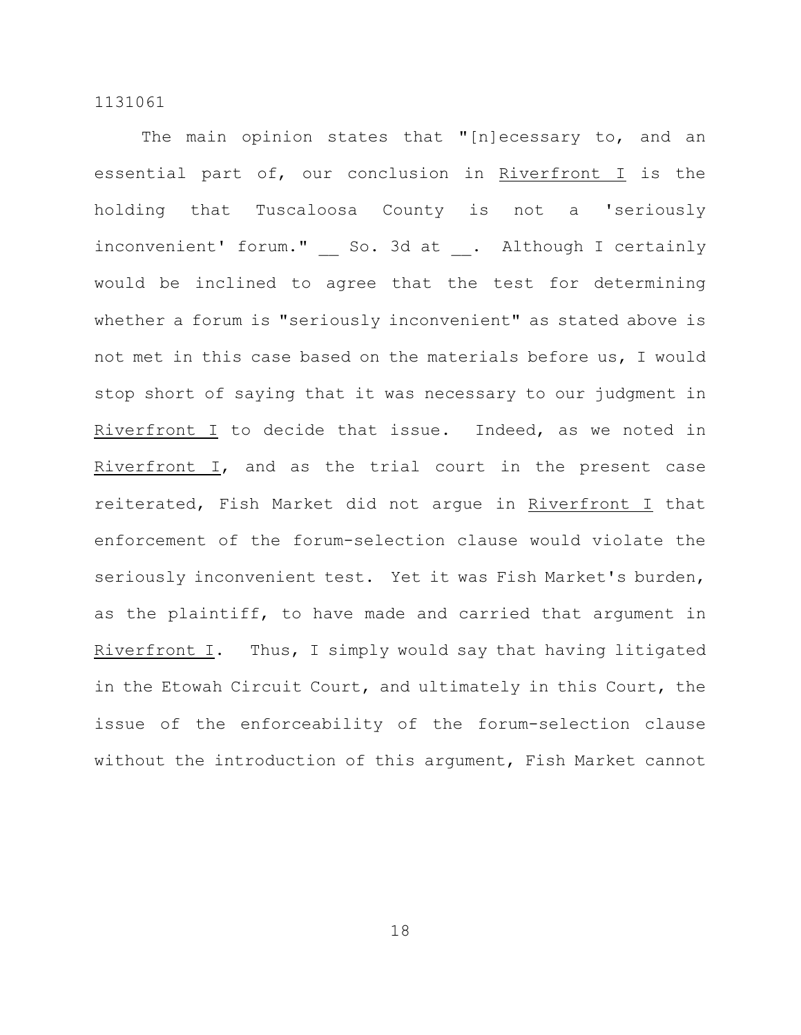The main opinion states that "[n]ecessary to, and an essential part of, our conclusion in Riverfront I is the holding that Tuscaloosa County is not a 'seriously inconvenient' forum." __ So. 3d at __. Although I certainly would be inclined to agree that the test for determining whether a forum is "seriously inconvenient" as stated above is not met in this case based on the materials before us, I would stop short of saying that it was necessary to our judgment in Riverfront I to decide that issue. Indeed, as we noted in Riverfront I, and as the trial court in the present case reiterated, Fish Market did not argue in Riverfront I that enforcement of the forum-selection clause would violate the seriously inconvenient test. Yet it was Fish Market's burden, as the plaintiff, to have made and carried that argument in Riverfront I. Thus, I simply would say that having litigated in the Etowah Circuit Court, and ultimately in this Court, the issue of the enforceability of the forum-selection clause without the introduction of this argument, Fish Market cannot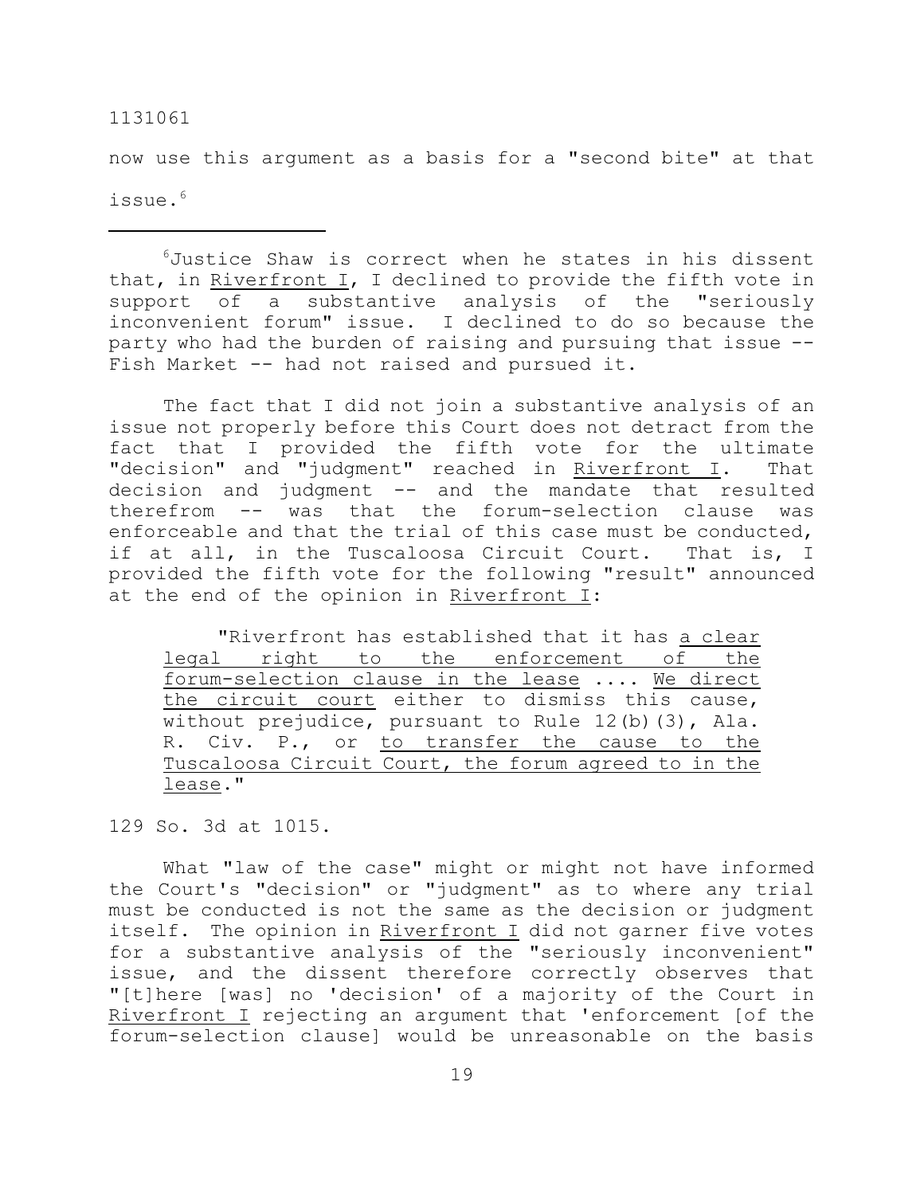now use this argument as a basis for a "second bite" at that issue.[6]

---

[6]Justice Shaw is correct when he states in his dissent that, in Riverfront I, I declined to provide the fifth vote in support of a substantive analysis of the "seriously inconvenient forum" issue. I declined to do so because the party who had the burden of raising and pursuing that issue -- Fish Market -- had not raised and pursued it.

The fact that I did not join a substantive analysis of an issue not properly before this Court does not detract from the fact that I provided the fifth vote for the ultimate "decision" and "judgment" reached in Riverfront I. That decision and judgment -- and the mandate that resulted therefrom -- was that the forum-selection clause was enforceable and that the trial of this case must be conducted, if at all, in the Tuscaloosa Circuit Court. That is, I provided the fifth vote for the following "result" announced at the end of the opinion in Riverfront I:

> "Riverfront has established that it has a clear legal right to the enforcement of the forum-selection clause in the lease .... We direct the circuit court either to dismiss this cause, without prejudice, pursuant to Rule 12(b)(3), Ala. R. Civ. P., or to transfer the cause to the Tuscaloosa Circuit Court, the forum agreed to in the lease."

129 So. 3d at 1015.

What "law of the case" might or might not have informed the Court's "decision" or "judgment" as to where any trial must be conducted is not the same as the decision or judgment itself. The opinion in Riverfront I did not garner five votes for a substantive analysis of the "seriously inconvenient" issue, and the dissent therefore correctly observes that "[t]here [was] no 'decision' of a majority of the Court in Riverfront I rejecting an argument that 'enforcement [of the forum-selection clause] would be unreasonable on the basis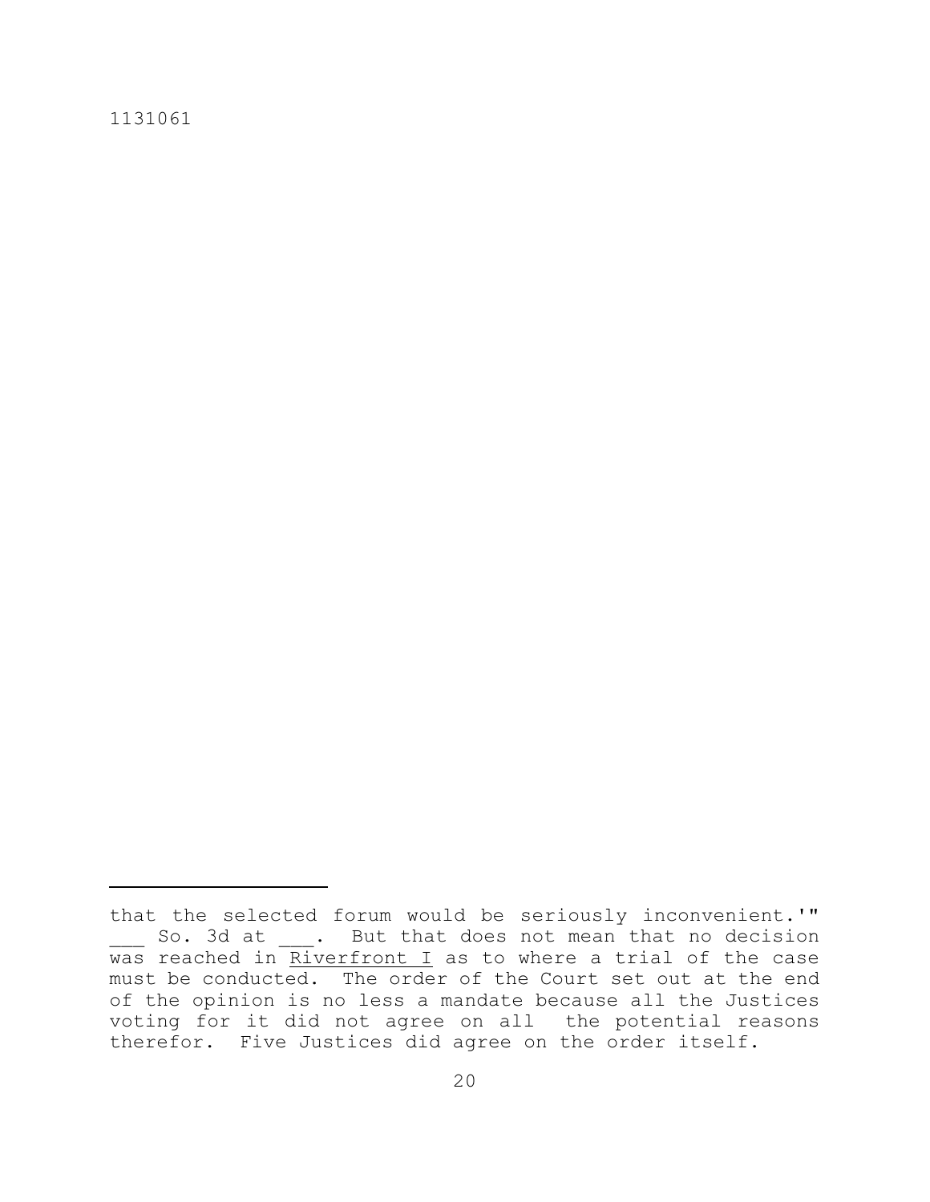that the selected forum would be seriously inconvenient.'" ___ So. 3d at ___. But that does not mean that no decision was reached in Riverfront I as to where a trial of the case must be conducted. The order of the Court set out at the end of the opinion is no less a mandate because all the Justices voting for it did not agree on all the potential reasons therefor. Five Justices did agree on the order itself.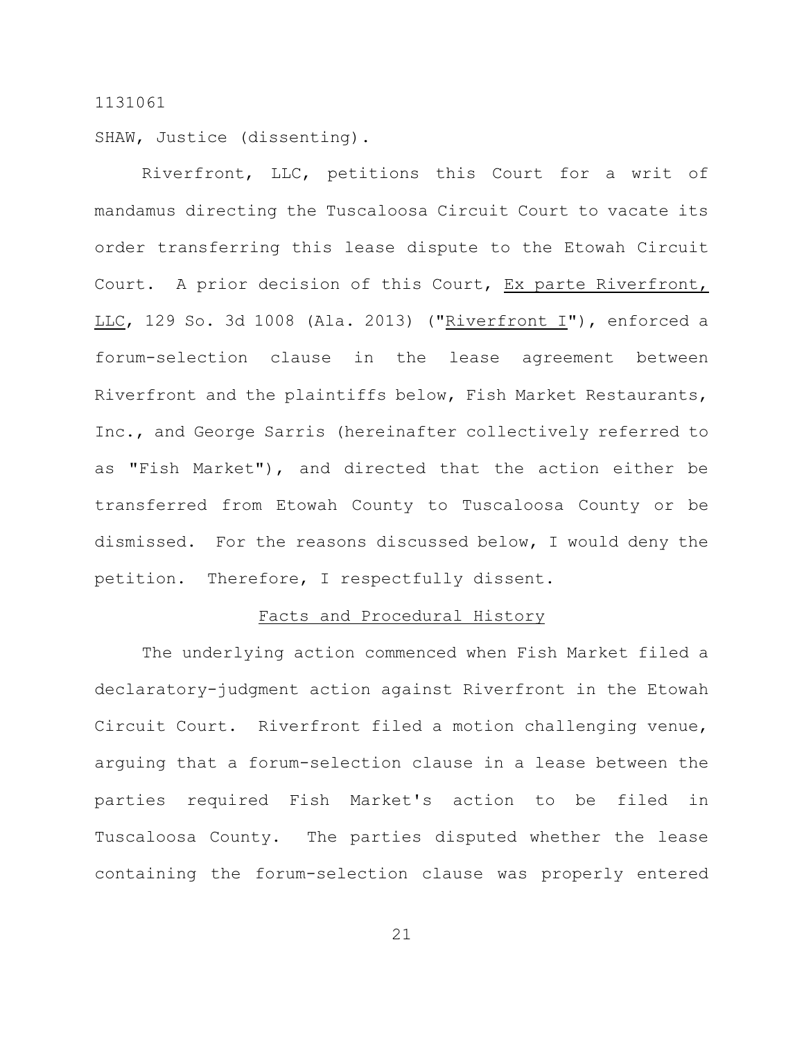1131061

SHAW, Justice (dissenting).

Riverfront, LLC, petitions this Court for a writ of mandamus directing the Tuscaloosa Circuit Court to vacate its order transferring this lease dispute to the Etowah Circuit Court. A prior decision of this Court, Ex parte Riverfront, LLC, 129 So. 3d 1008 (Ala. 2013) ("Riverfront I"), enforced a forum-selection clause in the lease agreement between Riverfront and the plaintiffs below, Fish Market Restaurants, Inc., and George Sarris (hereinafter collectively referred to as "Fish Market"), and directed that the action either be transferred from Etowah County to Tuscaloosa County or be dismissed. For the reasons discussed below, I would deny the petition. Therefore, I respectfully dissent.

## Facts and Procedural History

The underlying action commenced when Fish Market filed a declaratory-judgment action against Riverfront in the Etowah Circuit Court. Riverfront filed a motion challenging venue, arguing that a forum-selection clause in a lease between the parties required Fish Market's action to be filed in Tuscaloosa County. The parties disputed whether the lease containing the forum-selection clause was properly entered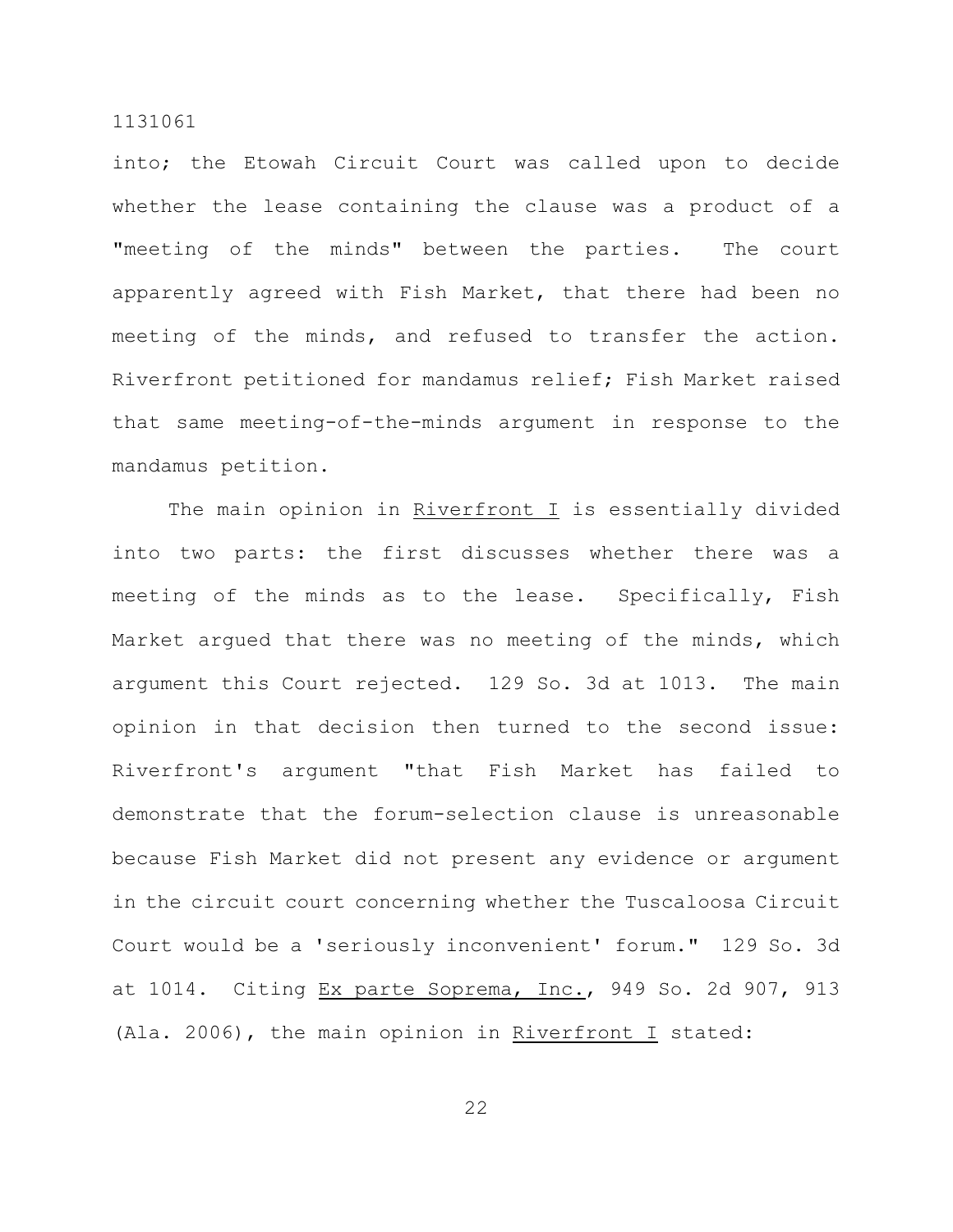into; the Etowah Circuit Court was called upon to decide whether the lease containing the clause was a product of a "meeting of the minds" between the parties. The court apparently agreed with Fish Market, that there had been no meeting of the minds, and refused to transfer the action. Riverfront petitioned for mandamus relief; Fish Market raised that same meeting-of-the-minds argument in response to the mandamus petition.

The main opinion in Riverfront I is essentially divided into two parts: the first discusses whether there was a meeting of the minds as to the lease. Specifically, Fish Market argued that there was no meeting of the minds, which argument this Court rejected. 129 So. 3d at 1013. The main opinion in that decision then turned to the second issue: Riverfront's argument "that Fish Market has failed to demonstrate that the forum-selection clause is unreasonable because Fish Market did not present any evidence or argument in the circuit court concerning whether the Tuscaloosa Circuit Court would be a 'seriously inconvenient' forum." 129 So. 3d at 1014. Citing Ex parte Soprema, Inc., 949 So. 2d 907, 913 (Ala. 2006), the main opinion in Riverfront I stated: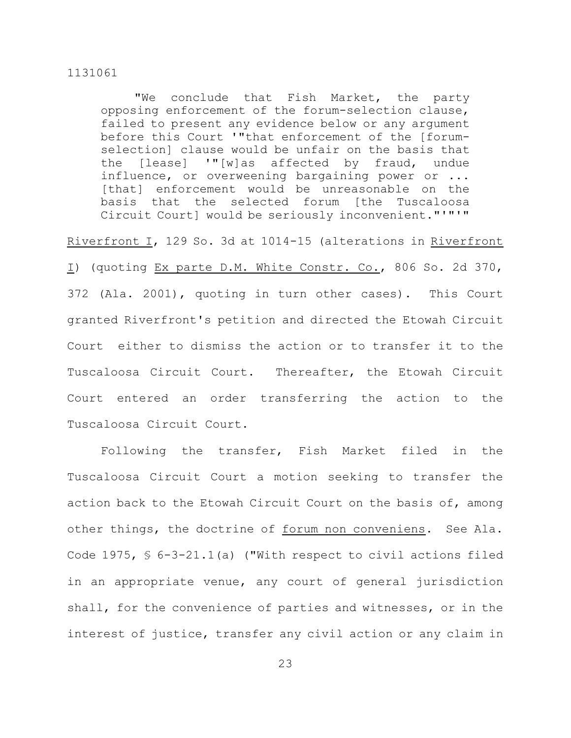> "We conclude that Fish Market, the party opposing enforcement of the forum-selection clause, failed to present any evidence below or any argument before this Court '"that enforcement of the [forum-selection] clause would be unfair on the basis that the [lease] '"[w]as affected by fraud, undue influence, or overweening bargaining power or ... [that] enforcement would be unreasonable on the basis that the selected forum [the Tuscaloosa Circuit Court] would be seriously inconvenient."'"'"

Riverfront I, 129 So. 3d at 1014-15 (alterations in Riverfront I) (quoting Ex parte D.M. White Constr. Co., 806 So. 2d 370, 372 (Ala. 2001), quoting in turn other cases). This Court granted Riverfront's petition and directed the Etowah Circuit Court either to dismiss the action or to transfer it to the Tuscaloosa Circuit Court. Thereafter, the Etowah Circuit Court entered an order transferring the action to the Tuscaloosa Circuit Court.

Following the transfer, Fish Market filed in the Tuscaloosa Circuit Court a motion seeking to transfer the action back to the Etowah Circuit Court on the basis of, among other things, the doctrine of *forum non conveniens*. See Ala. Code 1975, § 6-3-21.1(a) ("With respect to civil actions filed in an appropriate venue, any court of general jurisdiction shall, for the convenience of parties and witnesses, or in the interest of justice, transfer any civil action or any claim in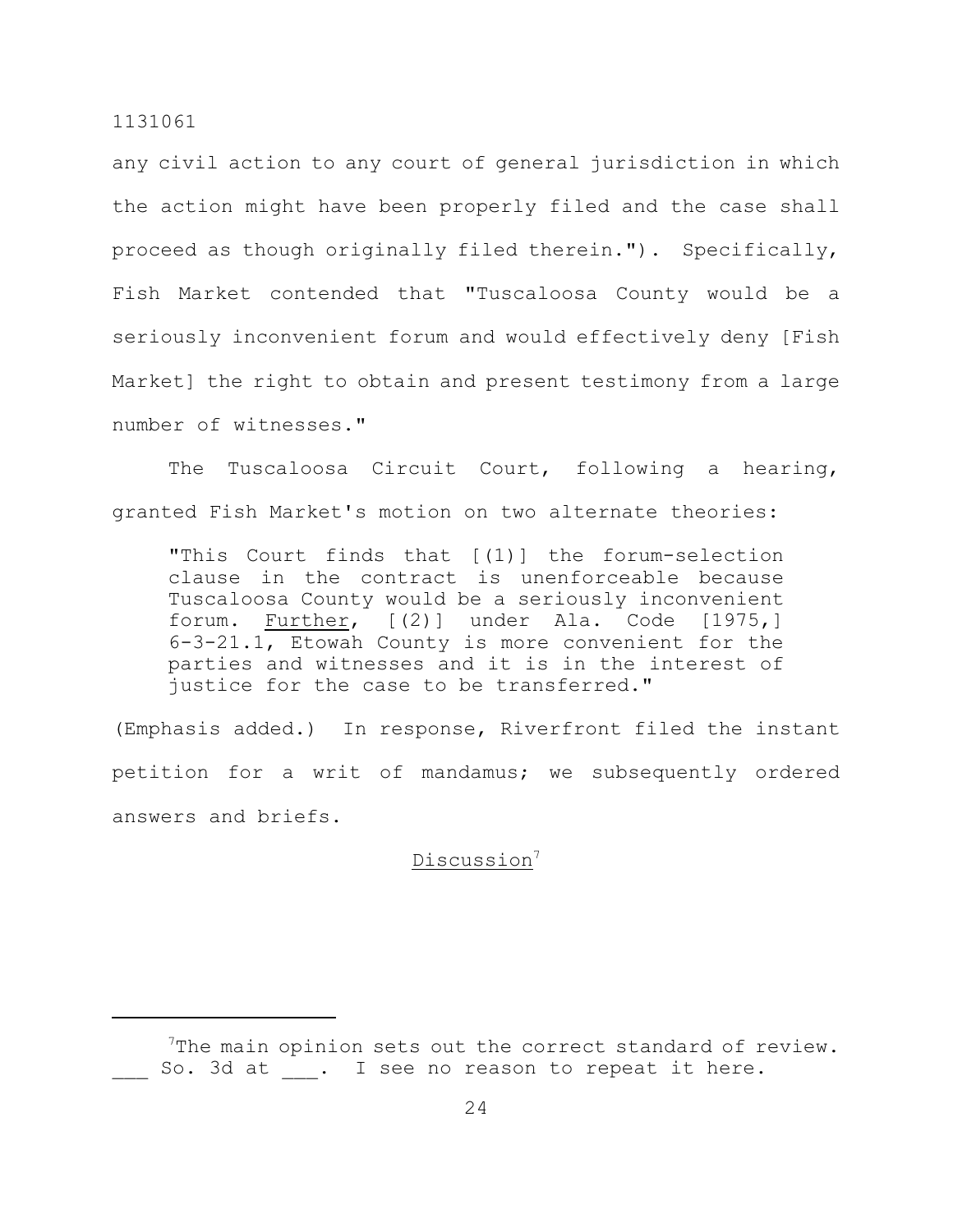any civil action to any court of general jurisdiction in which the action might have been properly filed and the case shall proceed as though originally filed therein."). Specifically, Fish Market contended that "Tuscaloosa County would be a seriously inconvenient forum and would effectively deny [Fish Market] the right to obtain and present testimony from a large number of witnesses."

The Tuscaloosa Circuit Court, following a hearing, granted Fish Market's motion on two alternate theories:

> "This Court finds that [(1)] the forum-selection clause in the contract is unenforceable because Tuscaloosa County would be a seriously inconvenient forum. Further, [(2)] under Ala. Code [1975,] 6-3-21.1, Etowah County is more convenient for the parties and witnesses and it is in the interest of justice for the case to be transferred."

(Emphasis added.) In response, Riverfront filed the instant petition for a writ of mandamus; we subsequently ordered answers and briefs.

## Discussion[7]

---

[7]The main opinion sets out the correct standard of review. ___ So. 3d at ___. I see no reason to repeat it here.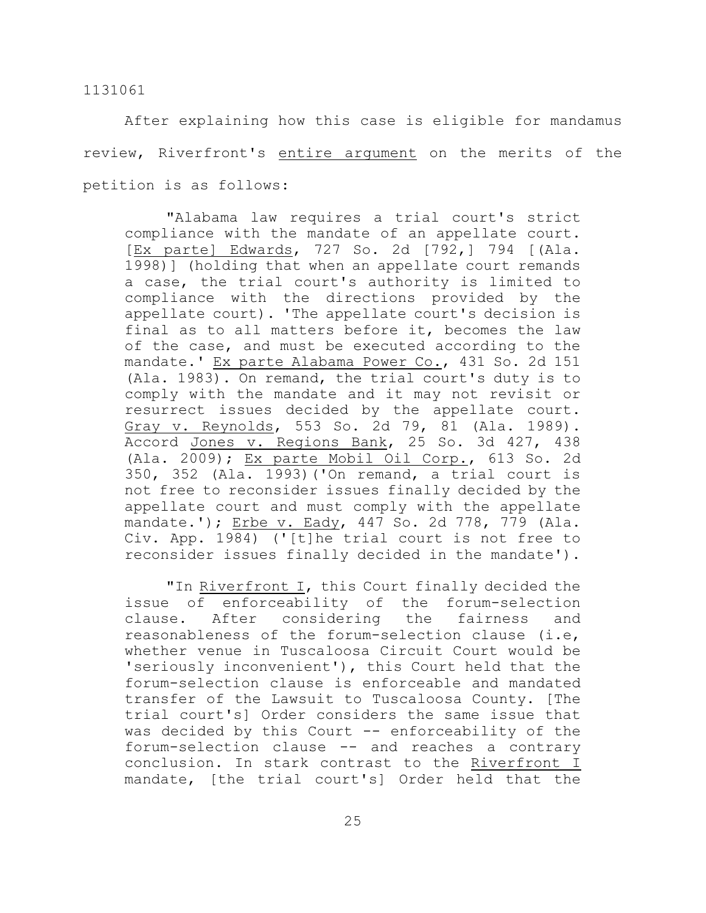After explaining how this case is eligible for mandamus review, Riverfront's <u>entire argument</u> on the merits of the petition is as follows:

> "Alabama law requires a trial court's strict compliance with the mandate of an appellate court. [Ex parte] Edwards, 727 So. 2d [792,] 794 [(Ala. 1998)] (holding that when an appellate court remands a case, the trial court's authority is limited to compliance with the directions provided by the appellate court). 'The appellate court's decision is final as to all matters before it, becomes the law of the case, and must be executed according to the mandate.' Ex parte Alabama Power Co., 431 So. 2d 151 (Ala. 1983). On remand, the trial court's duty is to comply with the mandate and it may not revisit or resurrect issues decided by the appellate court. Gray v. Reynolds, 553 So. 2d 79, 81 (Ala. 1989). Accord Jones v. Regions Bank, 25 So. 3d 427, 438 (Ala. 2009); Ex parte Mobil Oil Corp., 613 So. 2d 350, 352 (Ala. 1993)('On remand, a trial court is not free to reconsider issues finally decided by the appellate court and must comply with the appellate mandate.'); Erbe v. Eady, 447 So. 2d 778, 779 (Ala. Civ. App. 1984) ('[t]he trial court is not free to reconsider issues finally decided in the mandate').
>
> "In Riverfront I, this Court finally decided the issue of enforceability of the forum-selection clause. After considering the fairness and reasonableness of the forum-selection clause (i.e, whether venue in Tuscaloosa Circuit Court would be 'seriously inconvenient'), this Court held that the forum-selection clause is enforceable and mandated transfer of the Lawsuit to Tuscaloosa County. [The trial court's] Order considers the same issue that was decided by this Court -- enforceability of the forum-selection clause -- and reaches a contrary conclusion. In stark contrast to the Riverfront I mandate, [the trial court's] Order held that the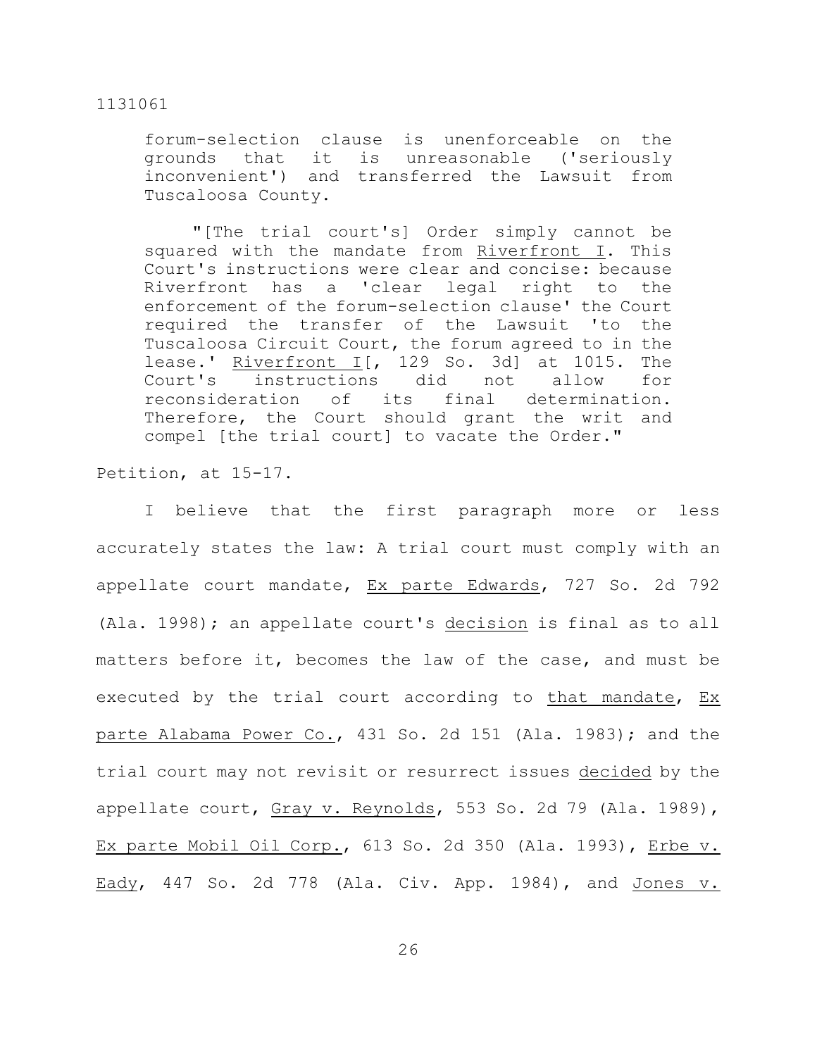forum-selection clause is unenforceable on the grounds that it is unreasonable ('seriously inconvenient') and transferred the Lawsuit from Tuscaloosa County.

> "[The trial court's] Order simply cannot be squared with the mandate from Riverfront I. This Court's instructions were clear and concise: because Riverfront has a 'clear legal right to the enforcement of the forum-selection clause' the Court required the transfer of the Lawsuit 'to the Tuscaloosa Circuit Court, the forum agreed to in the lease.' Riverfront I[, 129 So. 3d] at 1015. The Court's instructions did not allow for reconsideration of its final determination. Therefore, the Court should grant the writ and compel [the trial court] to vacate the Order."

Petition, at 15-17.

I believe that the first paragraph more or less accurately states the law: A trial court must comply with an appellate court mandate, Ex parte Edwards, 727 So. 2d 792 (Ala. 1998); an appellate court's decision is final as to all matters before it, becomes the law of the case, and must be executed by the trial court according to that mandate, Ex parte Alabama Power Co., 431 So. 2d 151 (Ala. 1983); and the trial court may not revisit or resurrect issues decided by the appellate court, Gray v. Reynolds, 553 So. 2d 79 (Ala. 1989), Ex parte Mobil Oil Corp., 613 So. 2d 350 (Ala. 1993), Erbe v. Eady, 447 So. 2d 778 (Ala. Civ. App. 1984), and Jones v.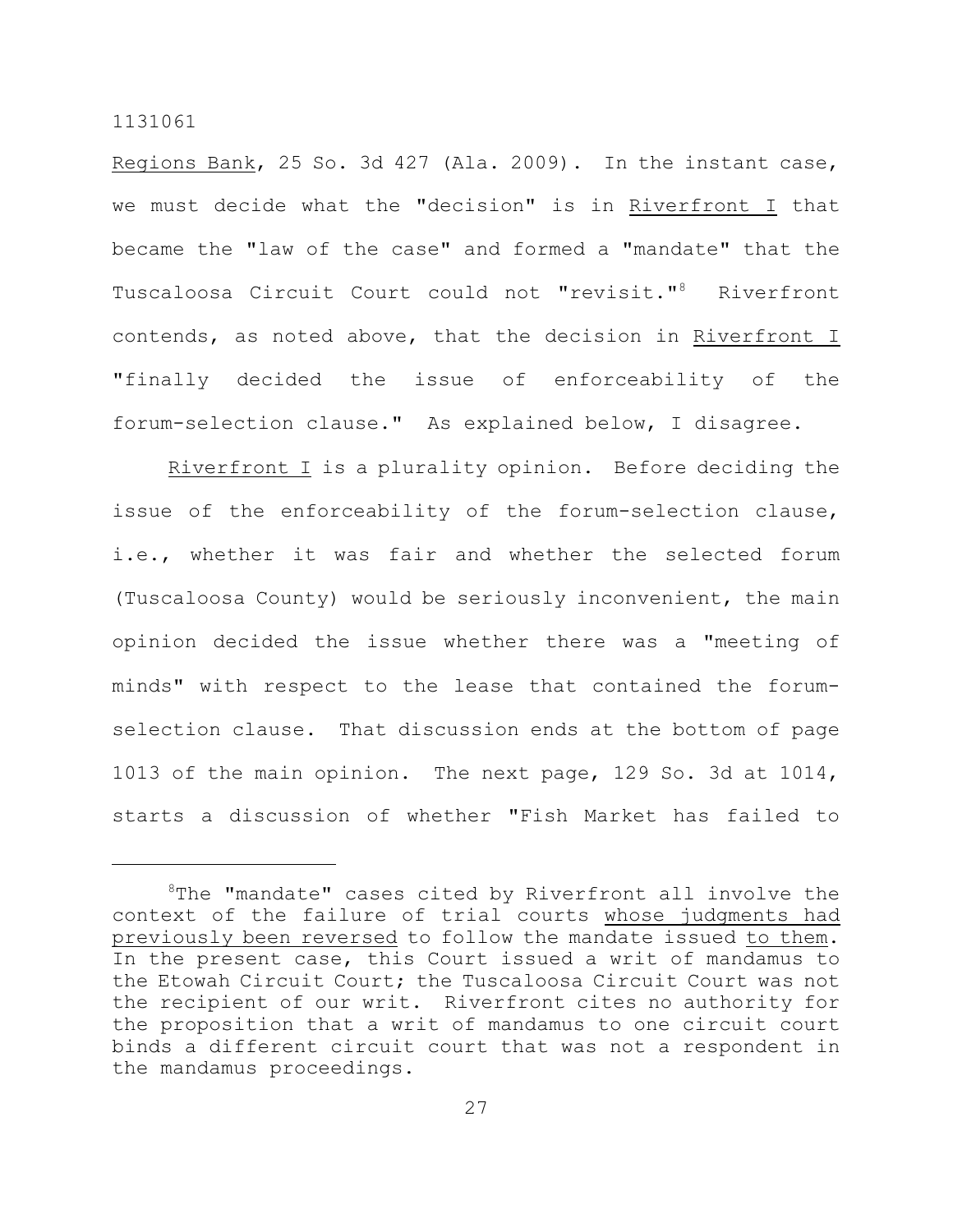Regions Bank, 25 So. 3d 427 (Ala. 2009). In the instant case, we must decide what the "decision" is in Riverfront I that became the "law of the case" and formed a "mandate" that the Tuscaloosa Circuit Court could not "revisit."[8] Riverfront contends, as noted above, that the decision in Riverfront I "finally decided the issue of enforceability of the forum-selection clause." As explained below, I disagree.

Riverfront I is a plurality opinion. Before deciding the issue of the enforceability of the forum-selection clause, i.e., whether it was fair and whether the selected forum (Tuscaloosa County) would be seriously inconvenient, the main opinion decided the issue whether there was a "meeting of minds" with respect to the lease that contained the forum-selection clause. That discussion ends at the bottom of page 1013 of the main opinion. The next page, 129 So. 3d at 1014, starts a discussion of whether "Fish Market has failed to

---

[8]The "mandate" cases cited by Riverfront all involve the context of the failure of trial courts whose judgments had previously been reversed to follow the mandate issued to them. In the present case, this Court issued a writ of mandamus to the Etowah Circuit Court; the Tuscaloosa Circuit Court was not the recipient of our writ. Riverfront cites no authority for the proposition that a writ of mandamus to one circuit court binds a different circuit court that was not a respondent in the mandamus proceedings.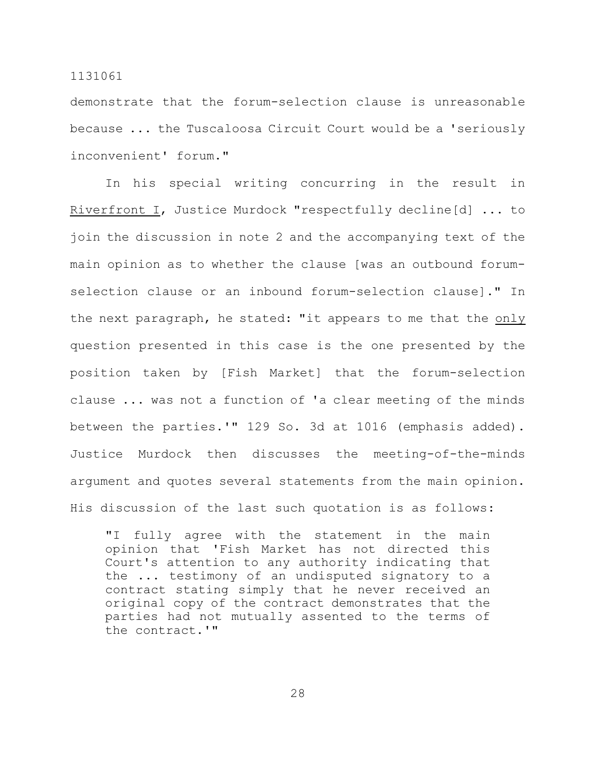demonstrate that the forum-selection clause is unreasonable because ... the Tuscaloosa Circuit Court would be a 'seriously inconvenient' forum."

In his special writing concurring in the result in Riverfront I, Justice Murdock "respectfully decline[d] ... to join the discussion in note 2 and the accompanying text of the main opinion as to whether the clause [was an outbound forum-selection clause or an inbound forum-selection clause]." In the next paragraph, he stated: "it appears to me that the only question presented in this case is the one presented by the position taken by [Fish Market] that the forum-selection clause ... was not a function of 'a clear meeting of the minds between the parties.'" 129 So. 3d at 1016 (emphasis added). Justice Murdock then discusses the meeting-of-the-minds argument and quotes several statements from the main opinion. His discussion of the last such quotation is as follows:

> "I fully agree with the statement in the main opinion that 'Fish Market has not directed this Court's attention to any authority indicating that the ... testimony of an undisputed signatory to a contract stating simply that he never received an original copy of the contract demonstrates that the parties had not mutually assented to the terms of the contract.'"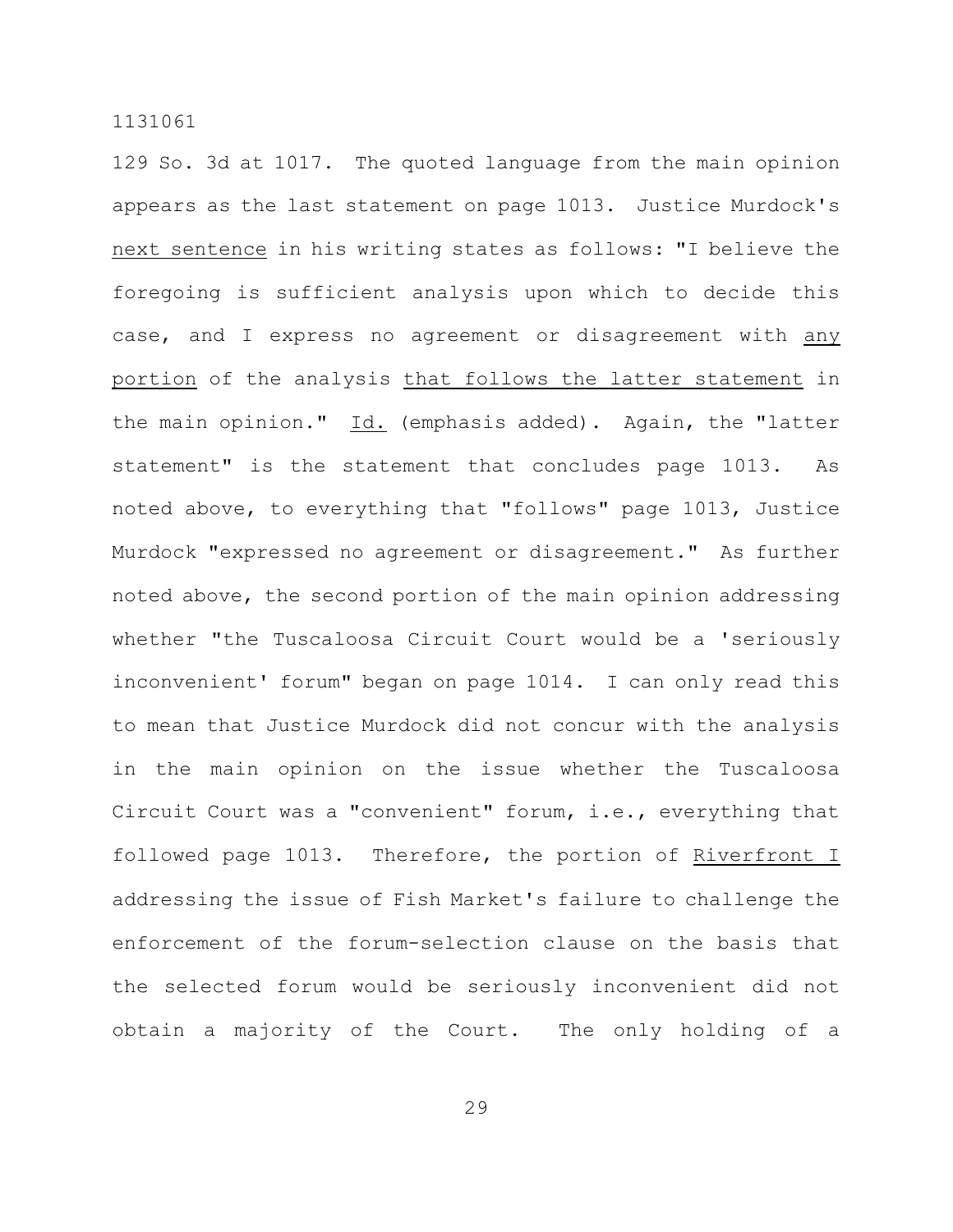129 So. 3d at 1017. The quoted language from the main opinion appears as the last statement on page 1013. Justice Murdock's next sentence in his writing states as follows: "I believe the foregoing is sufficient analysis upon which to decide this case, and I express no agreement or disagreement with any portion of the analysis that follows the latter statement in the main opinion." _Id._ (emphasis added). Again, the "latter statement" is the statement that concludes page 1013. As noted above, to everything that "follows" page 1013, Justice Murdock "expressed no agreement or disagreement." As further noted above, the second portion of the main opinion addressing whether "the Tuscaloosa Circuit Court would be a 'seriously inconvenient' forum" began on page 1014. I can only read this to mean that Justice Murdock did not concur with the analysis in the main opinion on the issue whether the Tuscaloosa Circuit Court was a "convenient" forum, i.e., everything that followed page 1013. Therefore, the portion of Riverfront I addressing the issue of Fish Market's failure to challenge the enforcement of the forum-selection clause on the basis that the selected forum would be seriously inconvenient did not obtain a majority of the Court. The only holding of a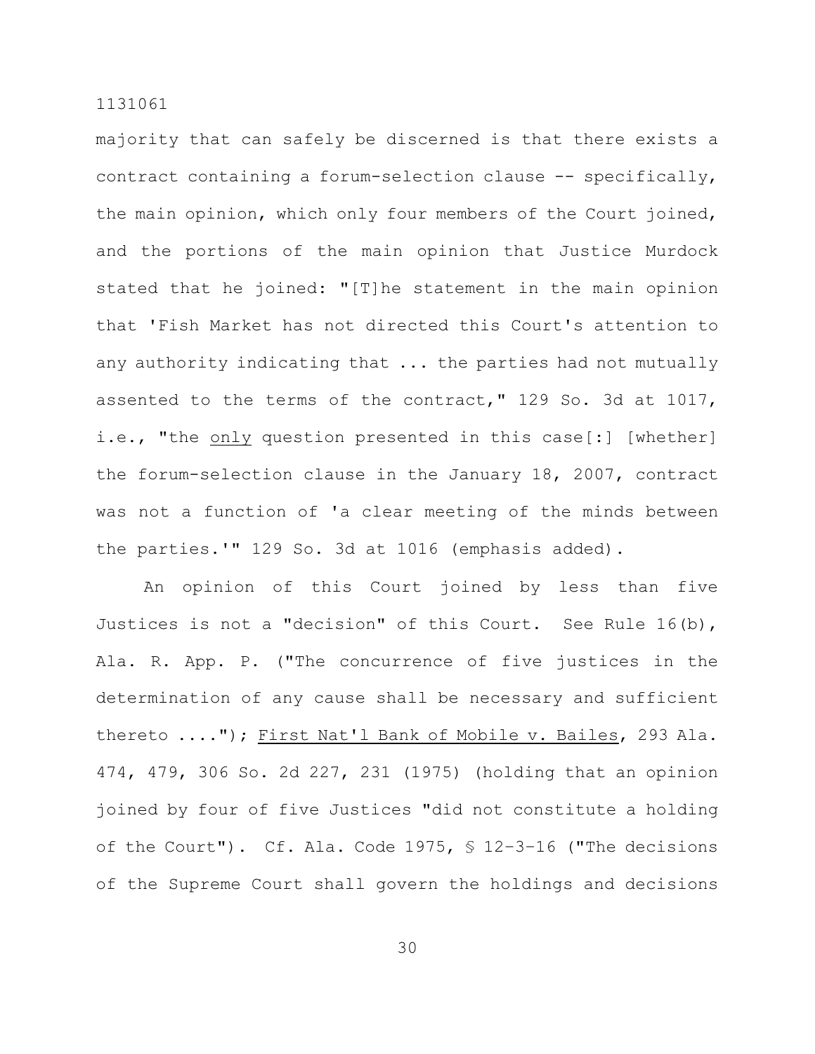majority that can safely be discerned is that there exists a contract containing a forum-selection clause -- specifically, the main opinion, which only four members of the Court joined, and the portions of the main opinion that Justice Murdock stated that he joined: "[T]he statement in the main opinion that 'Fish Market has not directed this Court's attention to any authority indicating that ... the parties had not mutually assented to the terms of the contract," 129 So. 3d at 1017, i.e., "the _only_ question presented in this case[:] [whether] the forum-selection clause in the January 18, 2007, contract was not a function of 'a clear meeting of the minds between the parties.'" 129 So. 3d at 1016 (emphasis added).

An opinion of this Court joined by less than five Justices is not a "decision" of this Court. See Rule 16(b), Ala. R. App. P. ("The concurrence of five justices in the determination of any cause shall be necessary and sufficient thereto ...."); _First Nat'l Bank of Mobile v. Bailes_, 293 Ala. 474, 479, 306 So. 2d 227, 231 (1975) (holding that an opinion joined by four of five Justices "did not constitute a holding of the Court"). Cf. Ala. Code 1975, § 12-3-16 ("The decisions of the Supreme Court shall govern the holdings and decisions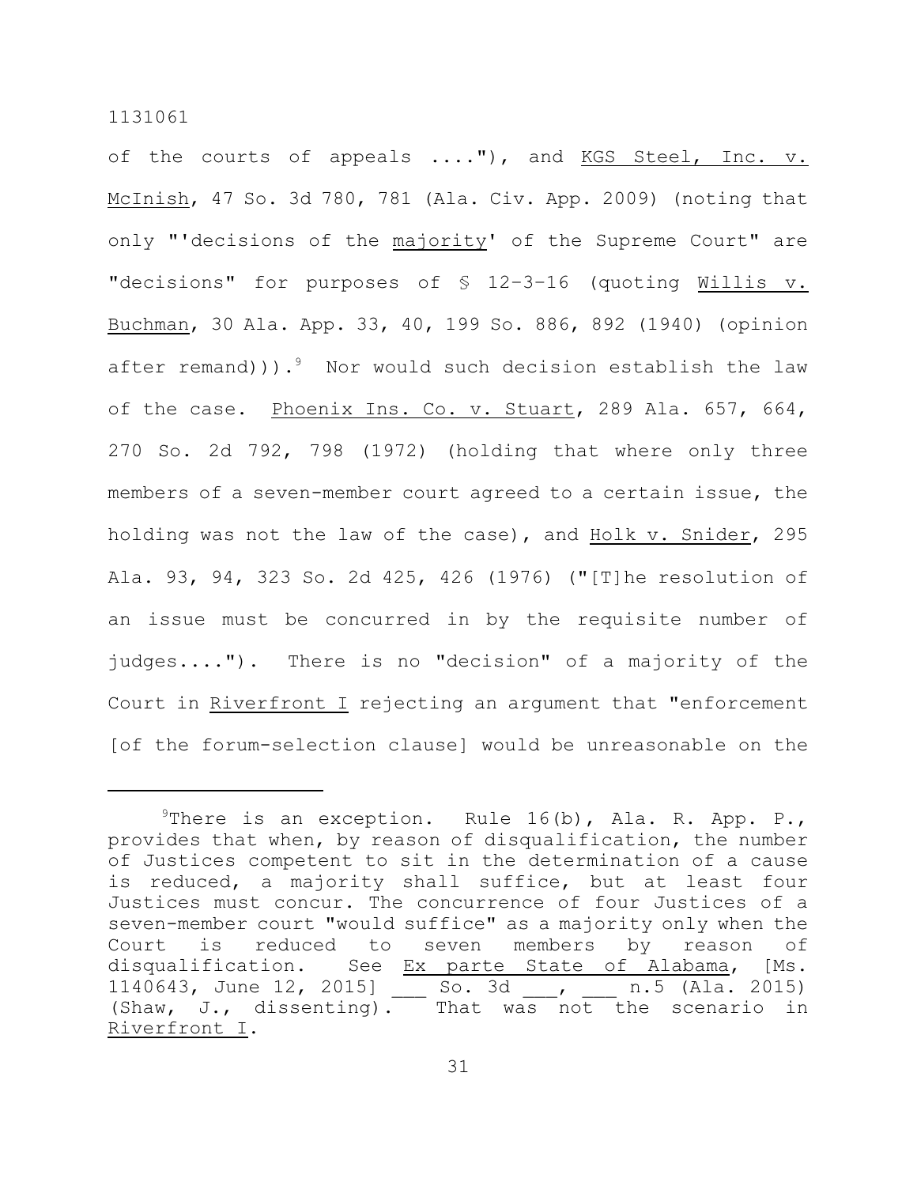of the courts of appeals ...."), and _KGS Steel, Inc. v. McInish_, 47 So. 3d 780, 781 (Ala. Civ. App. 2009) (noting that only "'decisions of the _majority_' of the Supreme Court" are "decisions" for purposes of § 12-3-16 (quoting _Willis v. Buchman_, 30 Ala. App. 33, 40, 199 So. 886, 892 (1940) (opinion after remand))).[9] Nor would such decision establish the law of the case. _Phoenix Ins. Co. v. Stuart_, 289 Ala. 657, 664, 270 So. 2d 792, 798 (1972) (holding that where only three members of a seven-member court agreed to a certain issue, the holding was not the law of the case), and _Holk v. Snider_, 295 Ala. 93, 94, 323 So. 2d 425, 426 (1976) ("[T]he resolution of an issue must be concurred in by the requisite number of judges...."). There is no "decision" of a majority of the Court in _Riverfront I_ rejecting an argument that "enforcement [of the forum-selection clause] would be unreasonable on the

---

[9]There is an exception. Rule 16(b), Ala. R. App. P., provides that when, by reason of disqualification, the number of Justices competent to sit in the determination of a cause is reduced, a majority shall suffice, but at least four Justices must concur. The concurrence of four Justices of a seven-member court "would suffice" as a majority only when the Court is reduced to seven members by reason of disqualification. See _Ex parte State of Alabama_, [Ms. 1140643, June 12, 2015] ___ So. 3d ___, ___ n.5 (Ala. 2015) (Shaw, J., dissenting). That was not the scenario in _Riverfront I_.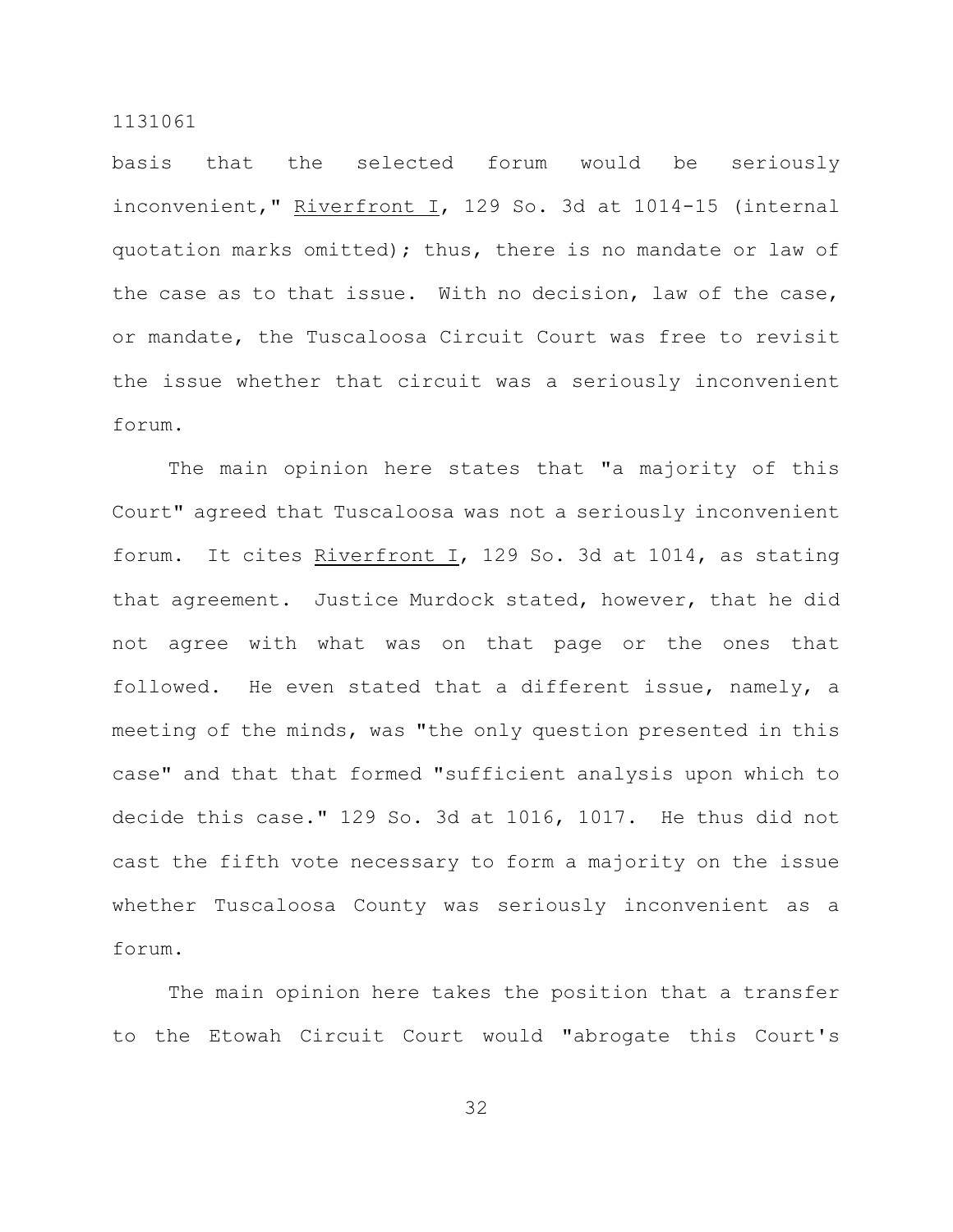basis that the selected forum would be seriously inconvenient," Riverfront I, 129 So. 3d at 1014-15 (internal quotation marks omitted); thus, there is no mandate or law of the case as to that issue. With no decision, law of the case, or mandate, the Tuscaloosa Circuit Court was free to revisit the issue whether that circuit was a seriously inconvenient forum.

The main opinion here states that "a majority of this Court" agreed that Tuscaloosa was not a seriously inconvenient forum. It cites Riverfront I, 129 So. 3d at 1014, as stating that agreement. Justice Murdock stated, however, that he did not agree with what was on that page or the ones that followed. He even stated that a different issue, namely, a meeting of the minds, was "the only question presented in this case" and that that formed "sufficient analysis upon which to decide this case." 129 So. 3d at 1016, 1017. He thus did not cast the fifth vote necessary to form a majority on the issue whether Tuscaloosa County was seriously inconvenient as a forum.

The main opinion here takes the position that a transfer to the Etowah Circuit Court would "abrogate this Court's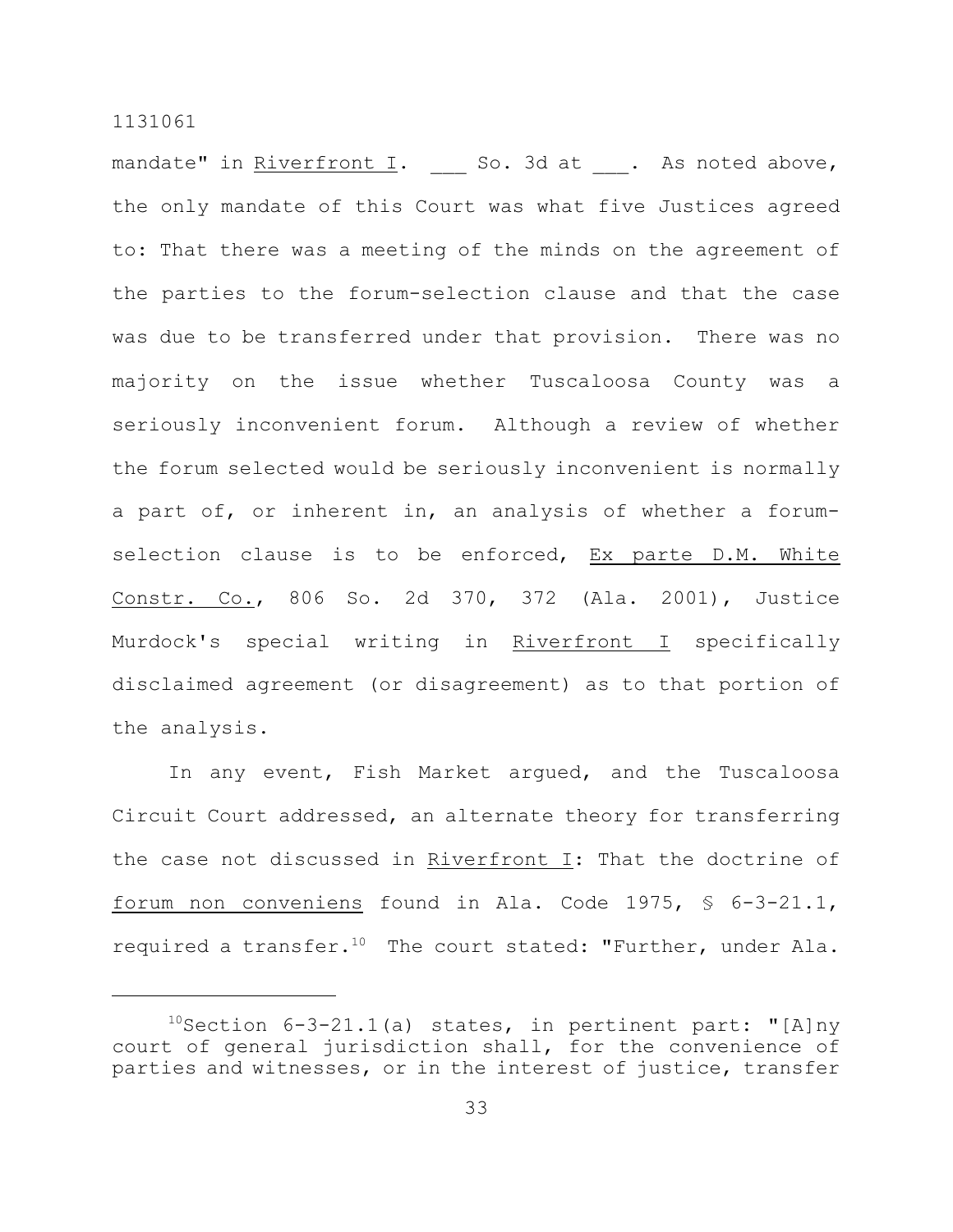mandate" in Riverfront I. ___ So. 3d at ___. As noted above, the only mandate of this Court was what five Justices agreed to: That there was a meeting of the minds on the agreement of the parties to the forum-selection clause and that the case was due to be transferred under that provision. There was no majority on the issue whether Tuscaloosa County was a seriously inconvenient forum. Although a review of whether the forum selected would be seriously inconvenient is normally a part of, or inherent in, an analysis of whether a forum-selection clause is to be enforced, Ex parte D.M. White Constr. Co., 806 So. 2d 370, 372 (Ala. 2001), Justice Murdock's special writing in Riverfront I specifically disclaimed agreement (or disagreement) as to that portion of the analysis.

In any event, Fish Market argued, and the Tuscaloosa Circuit Court addressed, an alternate theory for transferring the case not discussed in Riverfront I: That the doctrine of forum non conveniens found in Ala. Code 1975, § 6-3-21.1, required a transfer.[10] The court stated: "Further, under Ala.

---

[10]Section 6-3-21.1(a) states, in pertinent part: "[A]ny court of general jurisdiction shall, for the convenience of parties and witnesses, or in the interest of justice, transfer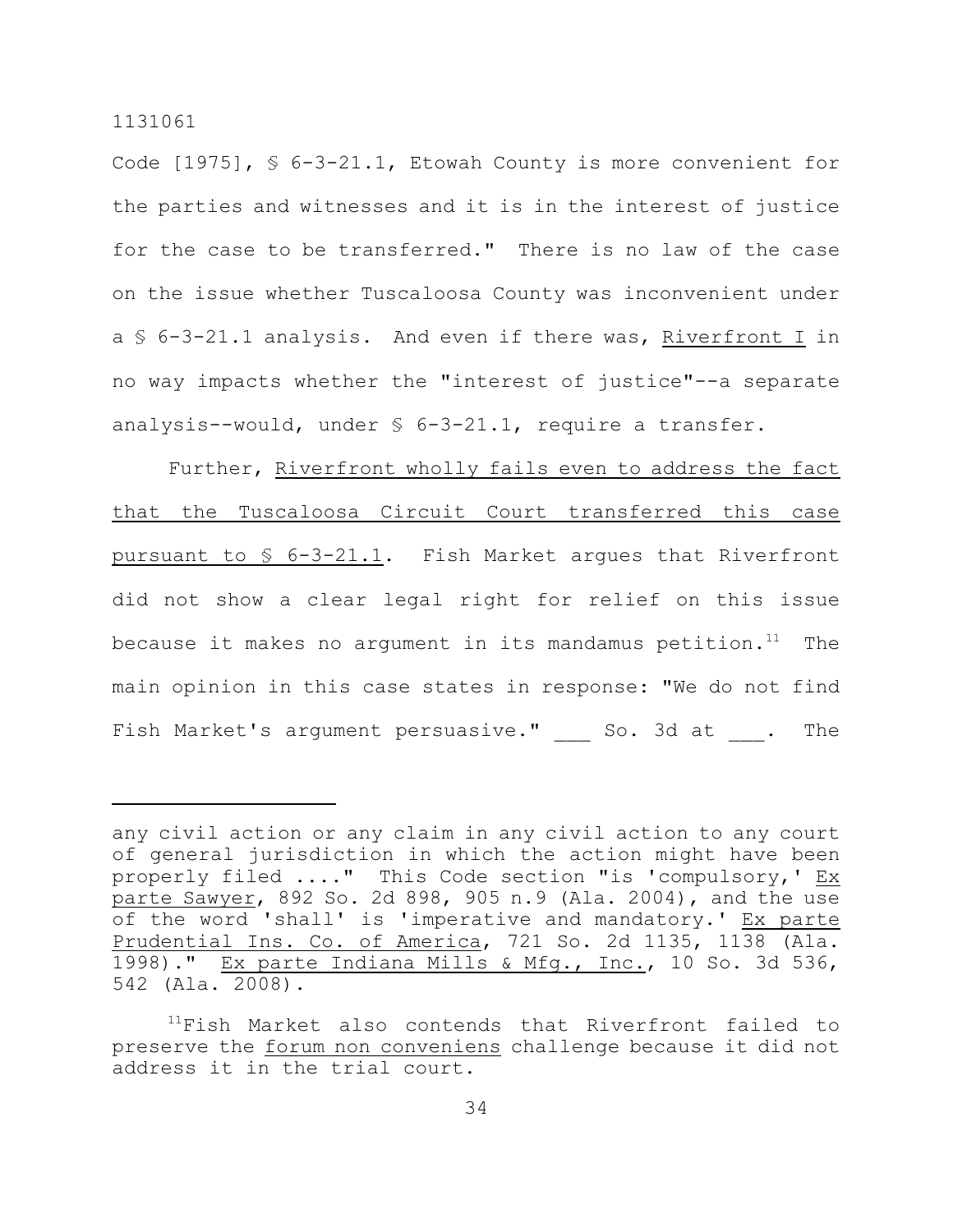Code [1975], § 6-3-21.1, Etowah County is more convenient for the parties and witnesses and it is in the interest of justice for the case to be transferred." There is no law of the case on the issue whether Tuscaloosa County was inconvenient under a § 6-3-21.1 analysis. And even if there was, Riverfront I in no way impacts whether the "interest of justice"--a separate analysis--would, under § 6-3-21.1, require a transfer.

Further, Riverfront wholly fails even to address the fact that the Tuscaloosa Circuit Court transferred this case pursuant to § 6-3-21.1. Fish Market argues that Riverfront did not show a clear legal right for relief on this issue because it makes no argument in its mandamus petition.[11] The main opinion in this case states in response: "We do not find Fish Market's argument persuasive." ___ So. 3d at ___. The

---

any civil action or any claim in any civil action to any court of general jurisdiction in which the action might have been properly filed ...." This Code section "is 'compulsory,' Ex parte Sawyer, 892 So. 2d 898, 905 n.9 (Ala. 2004), and the use of the word 'shall' is 'imperative and mandatory.' Ex parte Prudential Ins. Co. of America, 721 So. 2d 1135, 1138 (Ala. 1998)." Ex parte Indiana Mills & Mfg., Inc., 10 So. 3d 536, 542 (Ala. 2008).

[11]Fish Market also contends that Riverfront failed to preserve the *forum non conveniens* challenge because it did not address it in the trial court.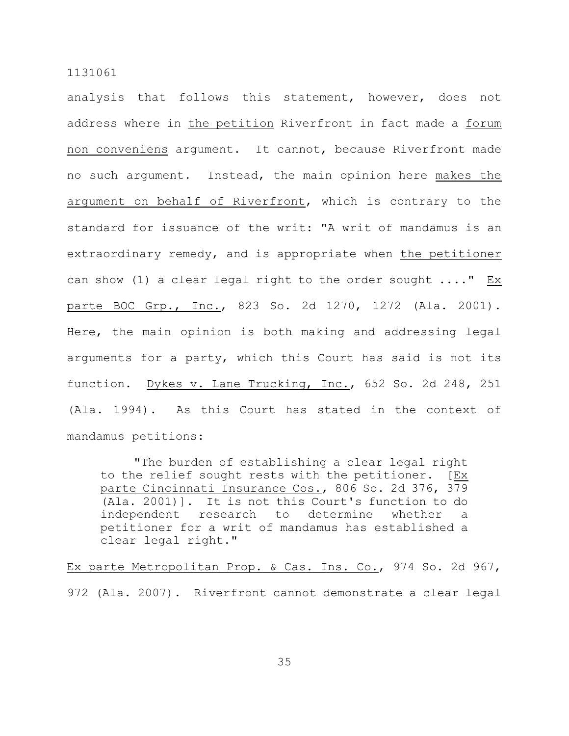analysis that follows this statement, however, does not address where in _the petition_ Riverfront in fact made a _forum non conveniens_ argument. It cannot, because Riverfront made no such argument. Instead, the main opinion here _makes the argument on behalf of Riverfront_, which is contrary to the standard for issuance of the writ: "A writ of mandamus is an extraordinary remedy, and is appropriate when _the petitioner_ can show (1) a clear legal right to the order sought ...." _Ex parte BOC Grp., Inc._, 823 So. 2d 1270, 1272 (Ala. 2001). Here, the main opinion is both making and addressing legal arguments for a party, which this Court has said is not its function. _Dykes v. Lane Trucking, Inc._, 652 So. 2d 248, 251 (Ala. 1994). As this Court has stated in the context of mandamus petitions:

> "The burden of establishing a clear legal right to the relief sought rests with the petitioner. [_Ex parte Cincinnati Insurance Cos._, 806 So. 2d 376, 379 (Ala. 2001)]. It is not this Court's function to do independent research to determine whether a petitioner for a writ of mandamus has established a clear legal right."

_Ex parte Metropolitan Prop. & Cas. Ins. Co._, 974 So. 2d 967, 972 (Ala. 2007). Riverfront cannot demonstrate a clear legal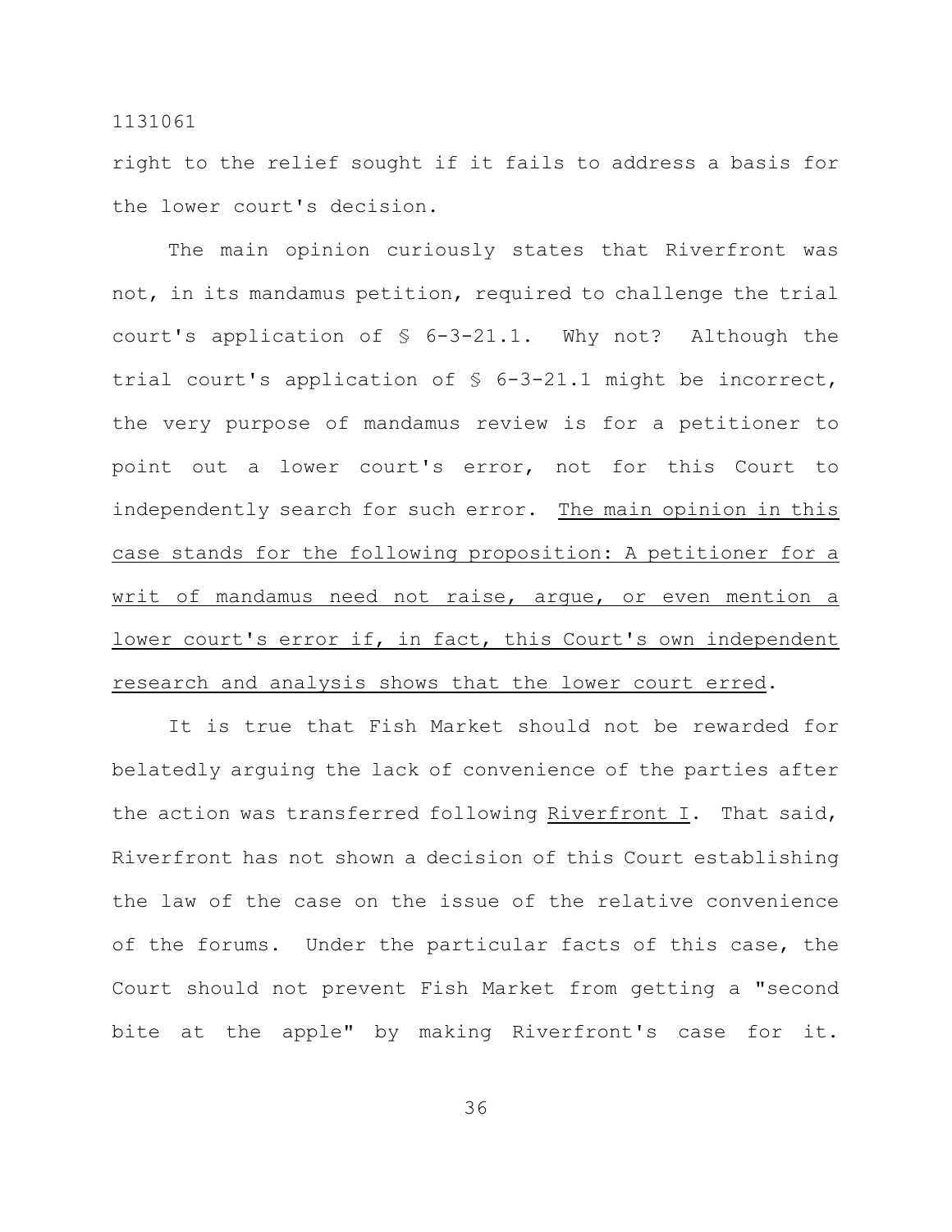right to the relief sought if it fails to address a basis for the lower court's decision.

The main opinion curiously states that Riverfront was not, in its mandamus petition, required to challenge the trial court's application of § 6-3-21.1. Why not? Although the trial court's application of § 6-3-21.1 might be incorrect, the very purpose of mandamus review is for a petitioner to point out a lower court's error, not for this Court to independently search for such error. <u>The main opinion in this case stands for the following proposition: A petitioner for a writ of mandamus need not raise, argue, or even mention a lower court's error if, in fact, this Court's own independent research and analysis shows that the lower court erred</u>.

It is true that Fish Market should not be rewarded for belatedly arguing the lack of convenience of the parties after the action was transferred following <u>Riverfront I</u>. That said, Riverfront has not shown a decision of this Court establishing the law of the case on the issue of the relative convenience of the forums. Under the particular facts of this case, the Court should not prevent Fish Market from getting a "second bite at the apple" by making Riverfront's case for it.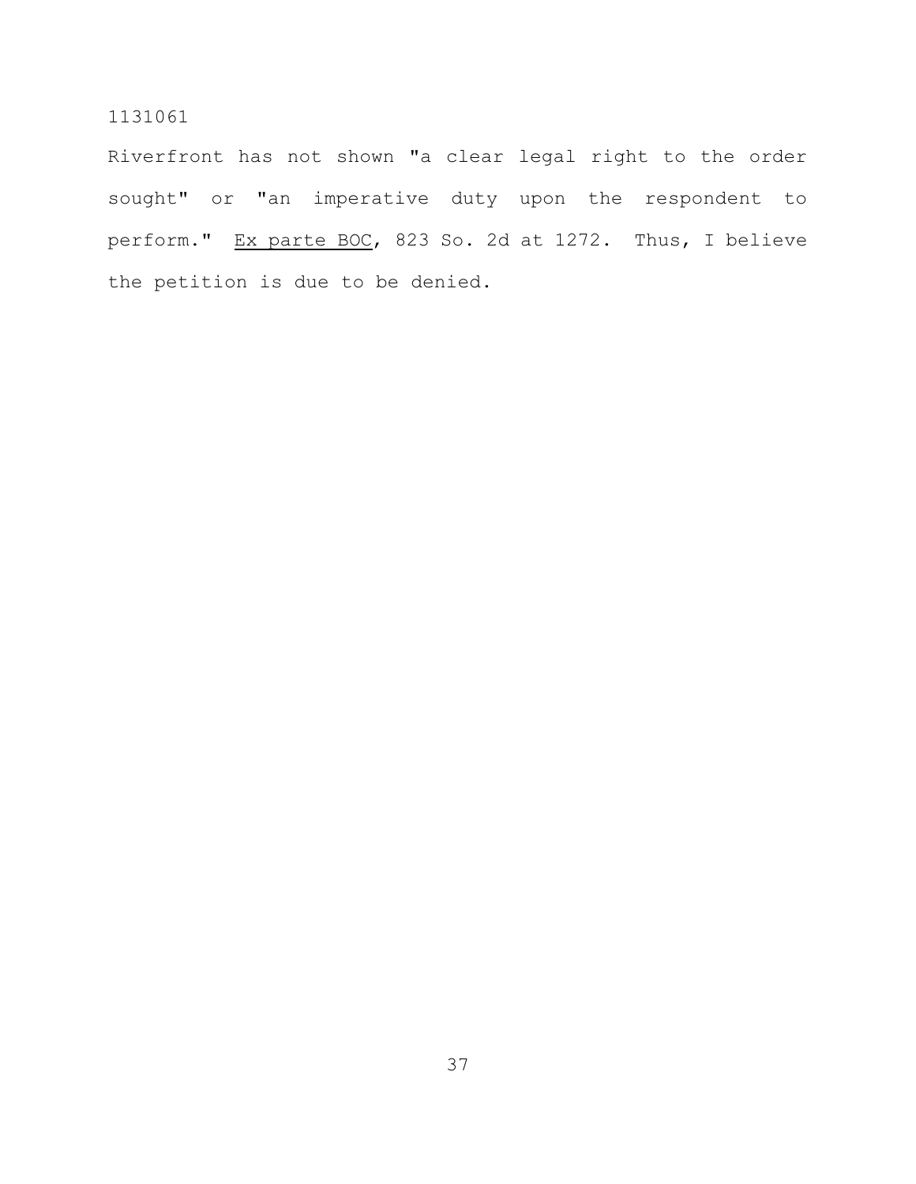Riverfront has not shown "a clear legal right to the order sought" or "an imperative duty upon the respondent to perform." Ex parte BOC, 823 So. 2d at 1272. Thus, I believe the petition is due to be denied.